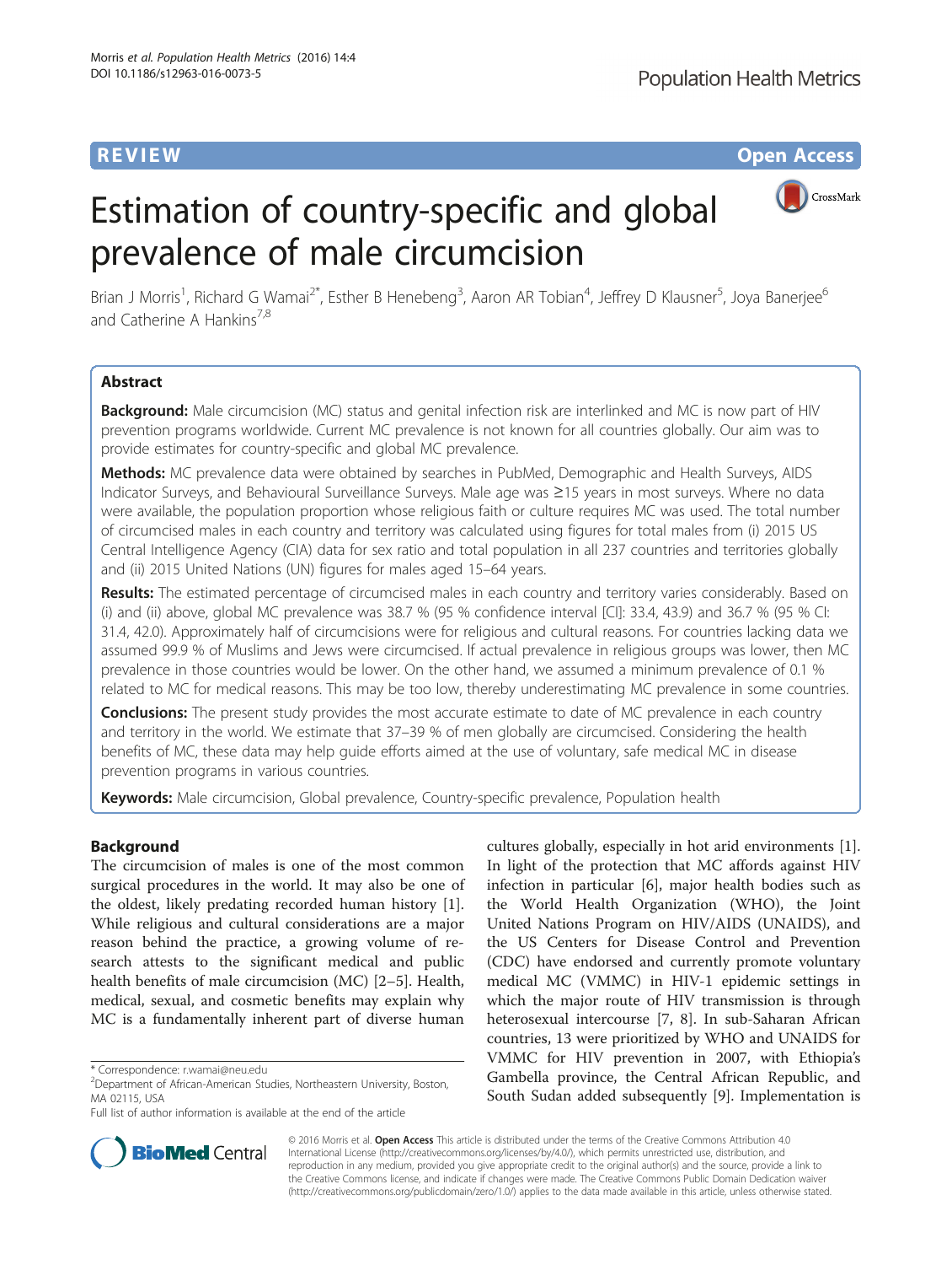REVIEW

Open Access

# Estimation of country-specific and global prevalence of male circumcision

Brian J Morris[1], Richard G Wamai[2*], Esther B Henebeng[3], Aaron AR Tobian[4], Jeffrey D Klausner[5], Joya Banerjee[6] and Catherine A Hankins[7,8]

## Abstract

**Background:** Male circumcision (MC) status and genital infection risk are interlinked and MC is now part of HIV prevention programs worldwide. Current MC prevalence is not known for all countries globally. Our aim was to provide estimates for country-specific and global MC prevalence.

**Methods:** MC prevalence data were obtained by searches in PubMed, Demographic and Health Surveys, AIDS Indicator Surveys, and Behavioural Surveillance Surveys. Male age was ≥15 years in most surveys. Where no data were available, the population proportion whose religious faith or culture requires MC was used. The total number of circumcised males in each country and territory was calculated using figures for total males from (i) 2015 US Central Intelligence Agency (CIA) data for sex ratio and total population in all 237 countries and territories globally and (ii) 2015 United Nations (UN) figures for males aged 15–64 years.

**Results:** The estimated percentage of circumcised males in each country and territory varies considerably. Based on (i) and (ii) above, global MC prevalence was 38.7 % (95 % confidence interval [CI]: 33.4, 43.9) and 36.7 % (95 % CI: 31.4, 42.0). Approximately half of circumcisions were for religious and cultural reasons. For countries lacking data we assumed 99.9 % of Muslims and Jews were circumcised. If actual prevalence in religious groups was lower, then MC prevalence in those countries would be lower. On the other hand, we assumed a minimum prevalence of 0.1 % related to MC for medical reasons. This may be too low, thereby underestimating MC prevalence in some countries.

**Conclusions:** The present study provides the most accurate estimate to date of MC prevalence in each country and territory in the world. We estimate that 37–39 % of men globally are circumcised. Considering the health benefits of MC, these data may help guide efforts aimed at the use of voluntary, safe medical MC in disease prevention programs in various countries.

**Keywords:** Male circumcision, Global prevalence, Country-specific prevalence, Population health

## Background

The circumcision of males is one of the most common surgical procedures in the world. It may also be one of the oldest, likely predating recorded human history [1]. While religious and cultural considerations are a major reason behind the practice, a growing volume of research attests to the significant medical and public health benefits of male circumcision (MC) [2–5]. Health, medical, sexual, and cosmetic benefits may explain why MC is a fundamentally inherent part of diverse human cultures globally, especially in hot arid environments [1]. In light of the protection that MC affords against HIV infection in particular [6], major health bodies such as the World Health Organization (WHO), the Joint United Nations Program on HIV/AIDS (UNAIDS), and the US Centers for Disease Control and Prevention (CDC) have endorsed and currently promote voluntary medical MC (VMMC) in HIV-1 epidemic settings in which the major route of HIV transmission is through heterosexual intercourse [7, 8]. In sub-Saharan African countries, 13 were prioritized by WHO and UNAIDS for VMMC for HIV prevention in 2007, with Ethiopia's Gambella province, the Central African Republic, and South Sudan added subsequently [9]. Implementation is

\* Correspondence: r.wamai@neu.edu
[2]Department of African-American Studies, Northeastern University, Boston, MA 02115, USA
Full list of author information is available at the end of the article

© 2016 Morris et al. **Open Access** This article is distributed under the terms of the Creative Commons Attribution 4.0 International License (http://creativecommons.org/licenses/by/4.0/), which permits unrestricted use, distribution, and reproduction in any medium, provided you give appropriate credit to the original author(s) and the source, provide a link to the Creative Commons license, and indicate if changes were made. The Creative Commons Public Domain Dedication waiver (http://creativecommons.org/publicdomain/zero/1.0/) applies to the data made available in this article, unless otherwise stated.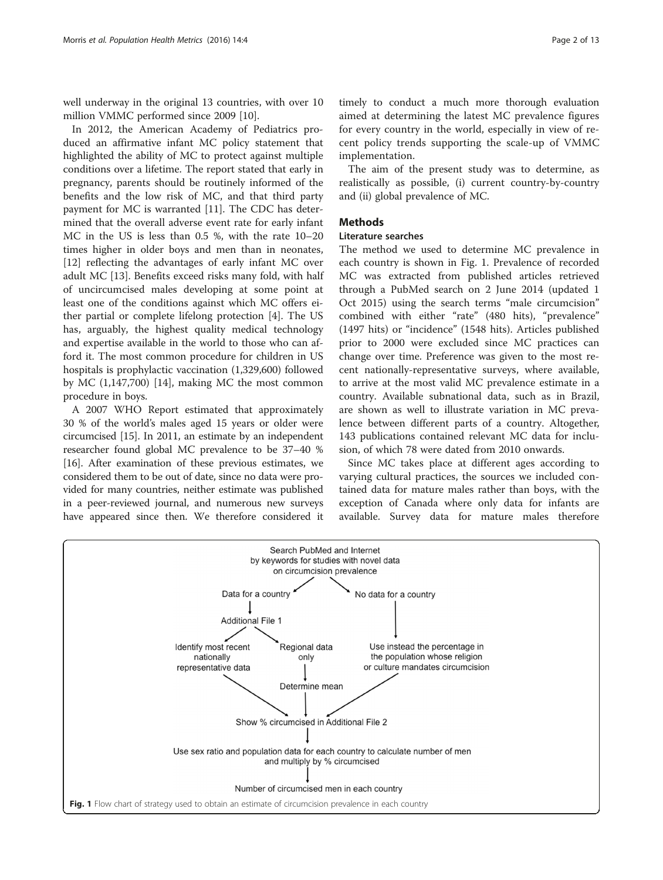well underway in the original 13 countries, with over 10 million VMMC performed since 2009 [10].

In 2012, the American Academy of Pediatrics produced an affirmative infant MC policy statement that highlighted the ability of MC to protect against multiple conditions over a lifetime. The report stated that early in pregnancy, parents should be routinely informed of the benefits and the low risk of MC, and that third party payment for MC is warranted [11]. The CDC has determined that the overall adverse event rate for early infant MC in the US is less than 0.5 %, with the rate 10–20 times higher in older boys and men than in neonates, [12] reflecting the advantages of early infant MC over adult MC [13]. Benefits exceed risks many fold, with half of uncircumcised males developing at some point at least one of the conditions against which MC offers either partial or complete lifelong protection [4]. The US has, arguably, the highest quality medical technology and expertise available in the world to those who can afford it. The most common procedure for children in US hospitals is prophylactic vaccination (1,329,600) followed by MC (1,147,700) [14], making MC the most common procedure in boys.

A 2007 WHO Report estimated that approximately 30 % of the world's males aged 15 years or older were circumcised [15]. In 2011, an estimate by an independent researcher found global MC prevalence to be 37–40 % [16]. After examination of these previous estimates, we considered them to be out of date, since no data were provided for many countries, neither estimate was published in a peer-reviewed journal, and numerous new surveys have appeared since then. We therefore considered it timely to conduct a much more thorough evaluation aimed at determining the latest MC prevalence figures for every country in the world, especially in view of recent policy trends supporting the scale-up of VMMC implementation.

The aim of the present study was to determine, as realistically as possible, (i) current country-by-country and (ii) global prevalence of MC.

## Methods

### Literature searches

The method we used to determine MC prevalence in each country is shown in Fig. 1. Prevalence of recorded MC was extracted from published articles retrieved through a PubMed search on 2 June 2014 (updated 1 Oct 2015) using the search terms "male circumcision" combined with either "rate" (480 hits), "prevalence" (1497 hits) or "incidence" (1548 hits). Articles published prior to 2000 were excluded since MC practices can change over time. Preference was given to the most recent nationally-representative surveys, where available, to arrive at the most valid MC prevalence estimate in a country. Available subnational data, such as in Brazil, are shown as well to illustrate variation in MC prevalence between different parts of a country. Altogether, 143 publications contained relevant MC data for inclusion, of which 78 were dated from 2010 onwards.

Since MC takes place at different ages according to varying cultural practices, the sources we included contained data for mature males rather than boys, with the exception of Canada where only data for infants are available. Survey data for mature males therefore

Search PubMed and Internet by keywords for studies with novel data on circumcision prevalence → Data for a country / No data for a country

Data for a country → Additional File 1 → Identify most recent nationally representative data / Regional data only → Determine mean

No data for a country → Use instead the percentage in the population whose religion or culture mandates circumcision

→ Show % circumcised in Additional File 2 → Use sex ratio and population data for each country to calculate number of men and multiply by % circumcised → Number of circumcised men in each country

**Fig. 1** Flow chart of strategy used to obtain an estimate of circumcision prevalence in each country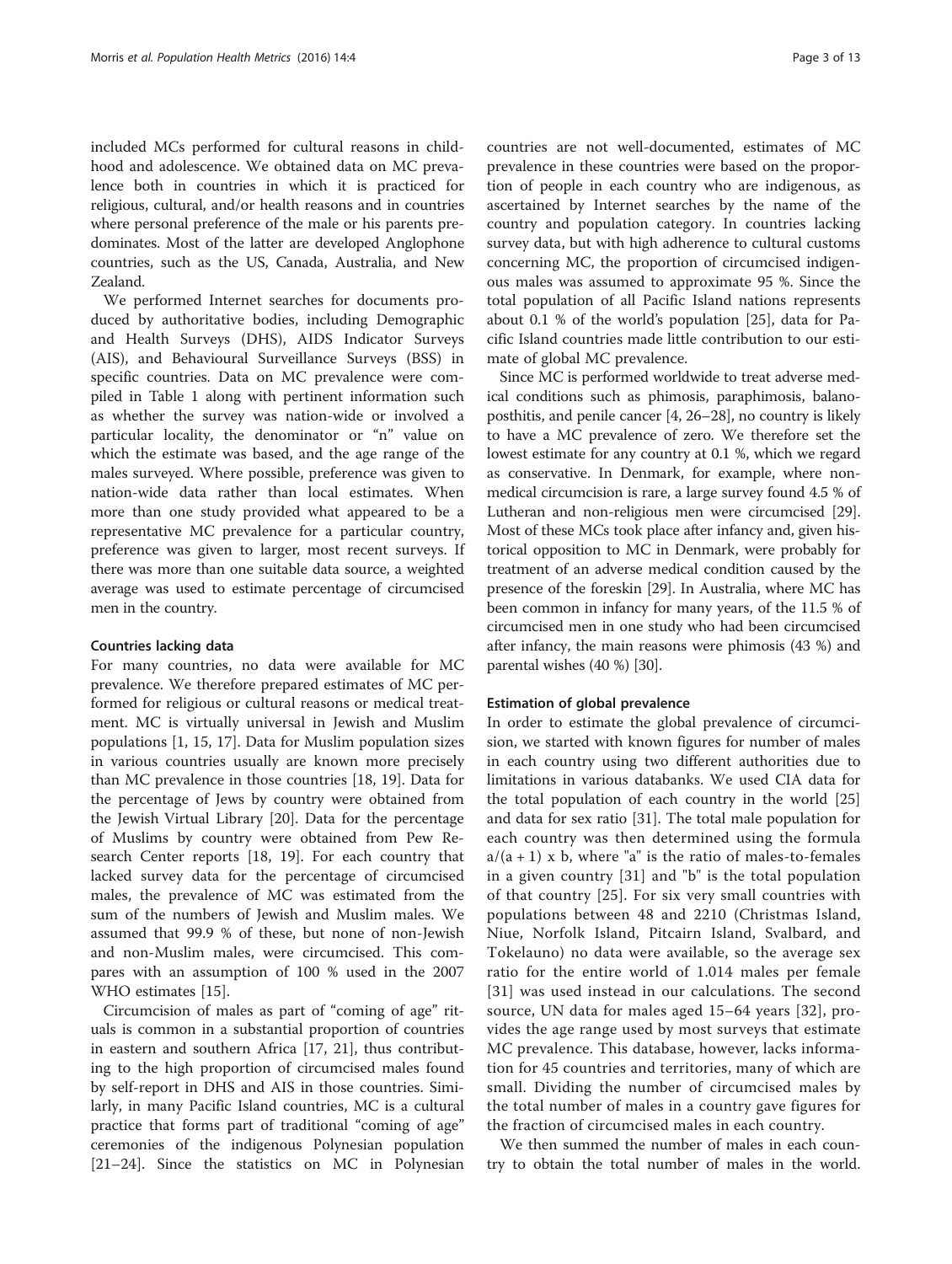included MCs performed for cultural reasons in childhood and adolescence. We obtained data on MC prevalence both in countries in which it is practiced for religious, cultural, and/or health reasons and in countries where personal preference of the male or his parents predominates. Most of the latter are developed Anglophone countries, such as the US, Canada, Australia, and New Zealand.

We performed Internet searches for documents produced by authoritative bodies, including Demographic and Health Surveys (DHS), AIDS Indicator Surveys (AIS), and Behavioural Surveillance Surveys (BSS) in specific countries. Data on MC prevalence were compiled in Table 1 along with pertinent information such as whether the survey was nation-wide or involved a particular locality, the denominator or "n" value on which the estimate was based, and the age range of the males surveyed. Where possible, preference was given to nation-wide data rather than local estimates. When more than one study provided what appeared to be a representative MC prevalence for a particular country, preference was given to larger, most recent surveys. If there was more than one suitable data source, a weighted average was used to estimate percentage of circumcised men in the country.

#### Countries lacking data

For many countries, no data were available for MC prevalence. We therefore prepared estimates of MC performed for religious or cultural reasons or medical treatment. MC is virtually universal in Jewish and Muslim populations [1, 15, 17]. Data for Muslim population sizes in various countries usually are known more precisely than MC prevalence in those countries [18, 19]. Data for the percentage of Jews by country were obtained from the Jewish Virtual Library [20]. Data for the percentage of Muslims by country were obtained from Pew Research Center reports [18, 19]. For each country that lacked survey data for the percentage of circumcised males, the prevalence of MC was estimated from the sum of the numbers of Jewish and Muslim males. We assumed that 99.9 % of these, but none of non-Jewish and non-Muslim males, were circumcised. This compares with an assumption of 100 % used in the 2007 WHO estimates [15].

Circumcision of males as part of "coming of age" rituals is common in a substantial proportion of countries in eastern and southern Africa [17, 21], thus contributing to the high proportion of circumcised males found by self-report in DHS and AIS in those countries. Similarly, in many Pacific Island countries, MC is a cultural practice that forms part of traditional "coming of age" ceremonies of the indigenous Polynesian population [21–24]. Since the statistics on MC in Polynesian countries are not well-documented, estimates of MC prevalence in these countries were based on the proportion of people in each country who are indigenous, as ascertained by Internet searches by the name of the country and population category. In countries lacking survey data, but with high adherence to cultural customs concerning MC, the proportion of circumcised indigenous males was assumed to approximate 95 %. Since the total population of all Pacific Island nations represents about 0.1 % of the world's population [25], data for Pacific Island countries made little contribution to our estimate of global MC prevalence.

Since MC is performed worldwide to treat adverse medical conditions such as phimosis, paraphimosis, balanoposthitis, and penile cancer [4, 26–28], no country is likely to have a MC prevalence of zero. We therefore set the lowest estimate for any country at 0.1 %, which we regard as conservative. In Denmark, for example, where non-medical circumcision is rare, a large survey found 4.5 % of Lutheran and non-religious men were circumcised [29]. Most of these MCs took place after infancy and, given historical opposition to MC in Denmark, were probably for treatment of an adverse medical condition caused by the presence of the foreskin [29]. In Australia, where MC has been common in infancy for many years, of the 11.5 % of circumcised men in one study who had been circumcised after infancy, the main reasons were phimosis (43 %) and parental wishes (40 %) [30].

#### Estimation of global prevalence

In order to estimate the global prevalence of circumcision, we started with known figures for number of males in each country using two different authorities due to limitations in various databanks. We used CIA data for the total population of each country in the world [25] and data for sex ratio [31]. The total male population for each country was then determined using the formula $a/(a + 1) \times b$, where "a" is the ratio of males-to-females in a given country [31] and "b" is the total population of that country [25]. For six very small countries with populations between 48 and 2210 (Christmas Island, Niue, Norfolk Island, Pitcairn Island, Svalbard, and Tokelauno) no data were available, so the average sex ratio for the entire world of 1.014 males per female [31] was used instead in our calculations. The second source, UN data for males aged 15–64 years [32], provides the age range used by most surveys that estimate MC prevalence. This database, however, lacks information for 45 countries and territories, many of which are small. Dividing the number of circumcised males by the total number of males in a country gave figures for the fraction of circumcised males in each country.

We then summed the number of males in each country to obtain the total number of males in the world.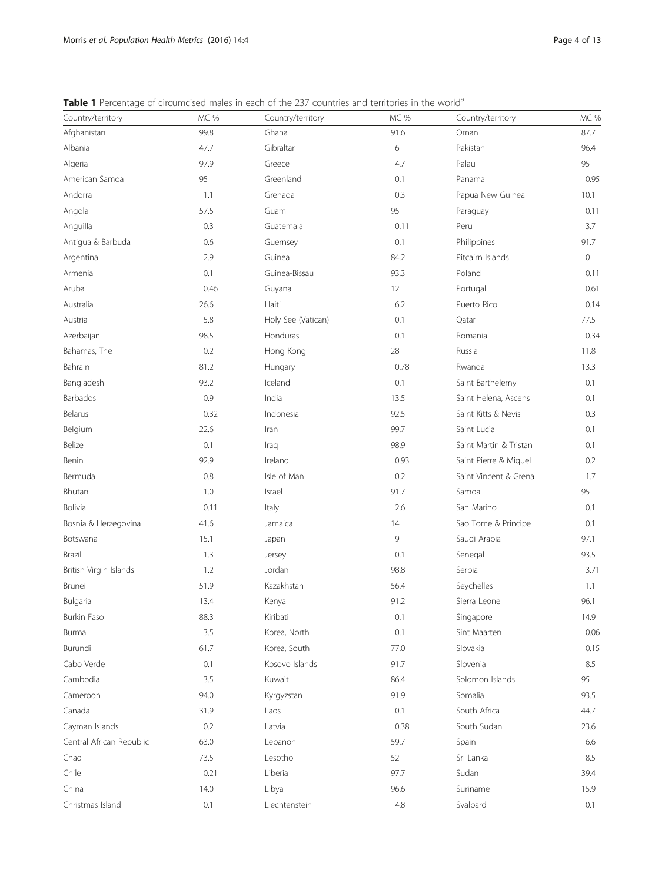**Table 1** Percentage of circumcised males in each of the 237 countries and territories in the world[a]

| Country/territory | MC % | Country/territory | MC % | Country/territory | MC % |
|---|---|---|---|---|---|
| Afghanistan | 99.8 | Ghana | 91.6 | Oman | 87.7 |
| Albania | 47.7 | Gibraltar | 6 | Pakistan | 96.4 |
| Algeria | 97.9 | Greece | 4.7 | Palau | 95 |
| American Samoa | 95 | Greenland | 0.1 | Panama | 0.95 |
| Andorra | 1.1 | Grenada | 0.3 | Papua New Guinea | 10.1 |
| Angola | 57.5 | Guam | 95 | Paraguay | 0.11 |
| Anguilla | 0.3 | Guatemala | 0.11 | Peru | 3.7 |
| Antigua & Barbuda | 0.6 | Guernsey | 0.1 | Philippines | 91.7 |
| Argentina | 2.9 | Guinea | 84.2 | Pitcairn Islands | 0 |
| Armenia | 0.1 | Guinea-Bissau | 93.3 | Poland | 0.11 |
| Aruba | 0.46 | Guyana | 12 | Portugal | 0.61 |
| Australia | 26.6 | Haiti | 6.2 | Puerto Rico | 0.14 |
| Austria | 5.8 | Holy See (Vatican) | 0.1 | Qatar | 77.5 |
| Azerbaijan | 98.5 | Honduras | 0.1 | Romania | 0.34 |
| Bahamas, The | 0.2 | Hong Kong | 28 | Russia | 11.8 |
| Bahrain | 81.2 | Hungary | 0.78 | Rwanda | 13.3 |
| Bangladesh | 93.2 | Iceland | 0.1 | Saint Barthelemy | 0.1 |
| Barbados | 0.9 | India | 13.5 | Saint Helena, Ascens | 0.1 |
| Belarus | 0.32 | Indonesia | 92.5 | Saint Kitts & Nevis | 0.3 |
| Belgium | 22.6 | Iran | 99.7 | Saint Lucia | 0.1 |
| Belize | 0.1 | Iraq | 98.9 | Saint Martin & Tristan | 0.1 |
| Benin | 92.9 | Ireland | 0.93 | Saint Pierre & Miquel | 0.2 |
| Bermuda | 0.8 | Isle of Man | 0.2 | Saint Vincent & Grena | 1.7 |
| Bhutan | 1.0 | Israel | 91.7 | Samoa | 95 |
| Bolivia | 0.11 | Italy | 2.6 | San Marino | 0.1 |
| Bosnia & Herzegovina | 41.6 | Jamaica | 14 | Sao Tome & Principe | 0.1 |
| Botswana | 15.1 | Japan | 9 | Saudi Arabia | 97.1 |
| Brazil | 1.3 | Jersey | 0.1 | Senegal | 93.5 |
| British Virgin Islands | 1.2 | Jordan | 98.8 | Serbia | 3.71 |
| Brunei | 51.9 | Kazakhstan | 56.4 | Seychelles | 1.1 |
| Bulgaria | 13.4 | Kenya | 91.2 | Sierra Leone | 96.1 |
| Burkin Faso | 88.3 | Kiribati | 0.1 | Singapore | 14.9 |
| Burma | 3.5 | Korea, North | 0.1 | Sint Maarten | 0.06 |
| Burundi | 61.7 | Korea, South | 77.0 | Slovakia | 0.15 |
| Cabo Verde | 0.1 | Kosovo Islands | 91.7 | Slovenia | 8.5 |
| Cambodia | 3.5 | Kuwait | 86.4 | Solomon Islands | 95 |
| Cameroon | 94.0 | Kyrgyzstan | 91.9 | Somalia | 93.5 |
| Canada | 31.9 | Laos | 0.1 | South Africa | 44.7 |
| Cayman Islands | 0.2 | Latvia | 0.38 | South Sudan | 23.6 |
| Central African Republic | 63.0 | Lebanon | 59.7 | Spain | 6.6 |
| Chad | 73.5 | Lesotho | 52 | Sri Lanka | 8.5 |
| Chile | 0.21 | Liberia | 97.7 | Sudan | 39.4 |
| China | 14.0 | Libya | 96.6 | Suriname | 15.9 |
| Christmas Island | 0.1 | Liechtenstein | 4.8 | Svalbard | 0.1 |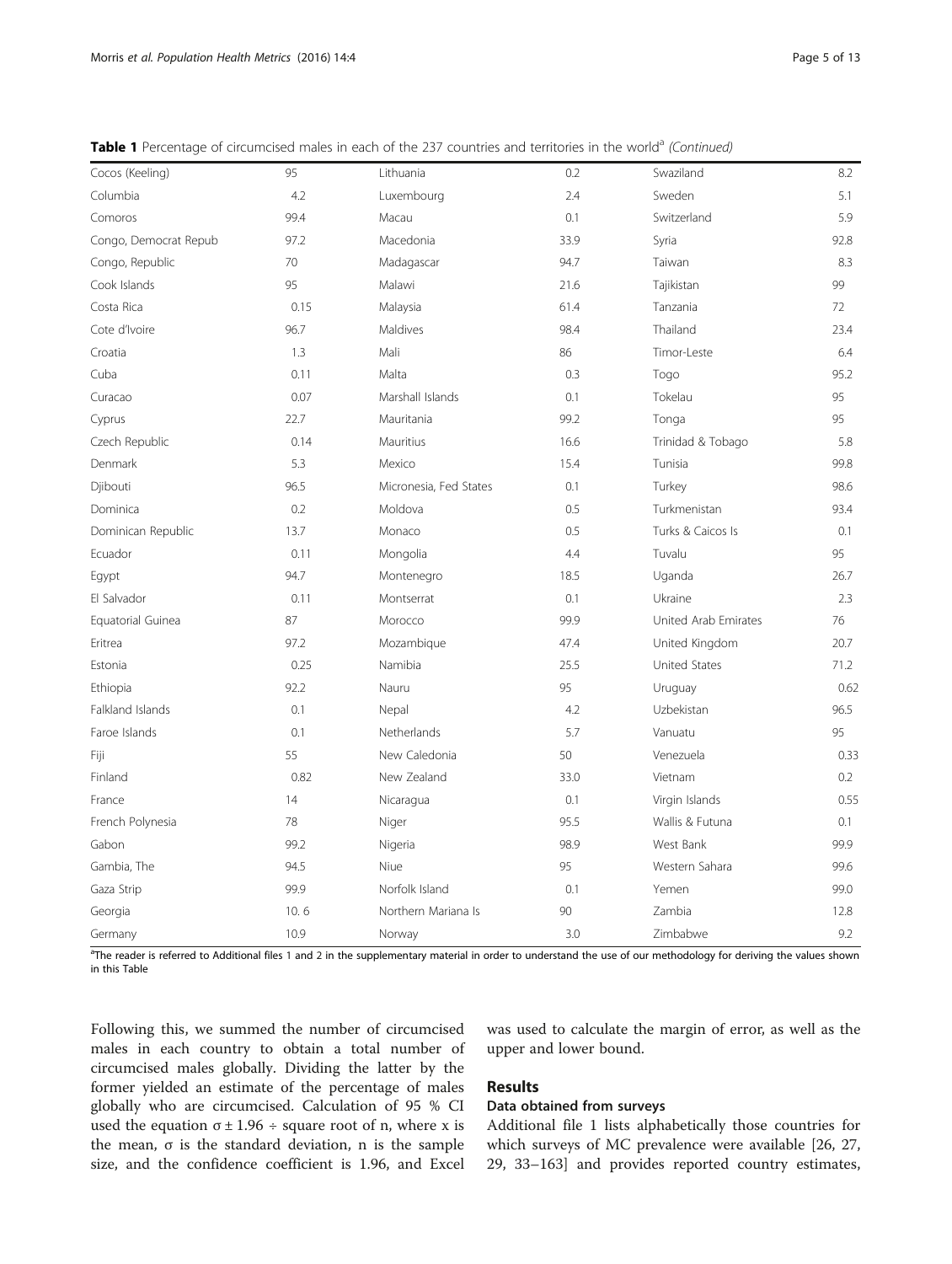**Table 1** Percentage of circumcised males in each of the 237 countries and territories in the world[a] *(Continued)*

| | | | | | |
|---|---|---|---|---|---|
| Cocos (Keeling) | 95 | Lithuania | 0.2 | Swaziland | 8.2 |
| Columbia | 4.2 | Luxembourg | 2.4 | Sweden | 5.1 |
| Comoros | 99.4 | Macau | 0.1 | Switzerland | 5.9 |
| Congo, Democrat Repub | 97.2 | Macedonia | 33.9 | Syria | 92.8 |
| Congo, Republic | 70 | Madagascar | 94.7 | Taiwan | 8.3 |
| Cook Islands | 95 | Malawi | 21.6 | Tajikistan | 99 |
| Costa Rica | 0.15 | Malaysia | 61.4 | Tanzania | 72 |
| Cote d'Ivoire | 96.7 | Maldives | 98.4 | Thailand | 23.4 |
| Croatia | 1.3 | Mali | 86 | Timor-Leste | 6.4 |
| Cuba | 0.11 | Malta | 0.3 | Togo | 95.2 |
| Curacao | 0.07 | Marshall Islands | 0.1 | Tokelau | 95 |
| Cyprus | 22.7 | Mauritania | 99.2 | Tonga | 95 |
| Czech Republic | 0.14 | Mauritius | 16.6 | Trinidad & Tobago | 5.8 |
| Denmark | 5.3 | Mexico | 15.4 | Tunisia | 99.8 |
| Djibouti | 96.5 | Micronesia, Fed States | 0.1 | Turkey | 98.6 |
| Dominica | 0.2 | Moldova | 0.5 | Turkmenistan | 93.4 |
| Dominican Republic | 13.7 | Monaco | 0.5 | Turks & Caicos Is | 0.1 |
| Ecuador | 0.11 | Mongolia | 4.4 | Tuvalu | 95 |
| Egypt | 94.7 | Montenegro | 18.5 | Uganda | 26.7 |
| El Salvador | 0.11 | Montserrat | 0.1 | Ukraine | 2.3 |
| Equatorial Guinea | 87 | Morocco | 99.9 | United Arab Emirates | 76 |
| Eritrea | 97.2 | Mozambique | 47.4 | United Kingdom | 20.7 |
| Estonia | 0.25 | Namibia | 25.5 | United States | 71.2 |
| Ethiopia | 92.2 | Nauru | 95 | Uruguay | 0.62 |
| Falkland Islands | 0.1 | Nepal | 4.2 | Uzbekistan | 96.5 |
| Faroe Islands | 0.1 | Netherlands | 5.7 | Vanuatu | 95 |
| Fiji | 55 | New Caledonia | 50 | Venezuela | 0.33 |
| Finland | 0.82 | New Zealand | 33.0 | Vietnam | 0.2 |
| France | 14 | Nicaragua | 0.1 | Virgin Islands | 0.55 |
| French Polynesia | 78 | Niger | 95.5 | Wallis & Futuna | 0.1 |
| Gabon | 99.2 | Nigeria | 98.9 | West Bank | 99.9 |
| Gambia, The | 94.5 | Niue | 95 | Western Sahara | 99.6 |
| Gaza Strip | 99.9 | Norfolk Island | 0.1 | Yemen | 99.0 |
| Georgia | 10. 6 | Northern Mariana Is | 90 | Zambia | 12.8 |
| Germany | 10.9 | Norway | 3.0 | Zimbabwe | 9.2 |

[a]The reader is referred to Additional files 1 and 2 in the supplementary material in order to understand the use of our methodology for deriving the values shown in this Table

Following this, we summed the number of circumcised males in each country to obtain a total number of circumcised males globally. Dividing the latter by the former yielded an estimate of the percentage of males globally who are circumcised. Calculation of 95 % CI used the equation $\sigma \pm 1.96 \div$ square root of n, where x is the mean, $\sigma$ is the standard deviation, n is the sample size, and the confidence coefficient is 1.96, and Excel was used to calculate the margin of error, as well as the upper and lower bound.

## Results

### Data obtained from surveys

Additional file 1 lists alphabetically those countries for which surveys of MC prevalence were available [26, 27, 29, 33–163] and provides reported country estimates,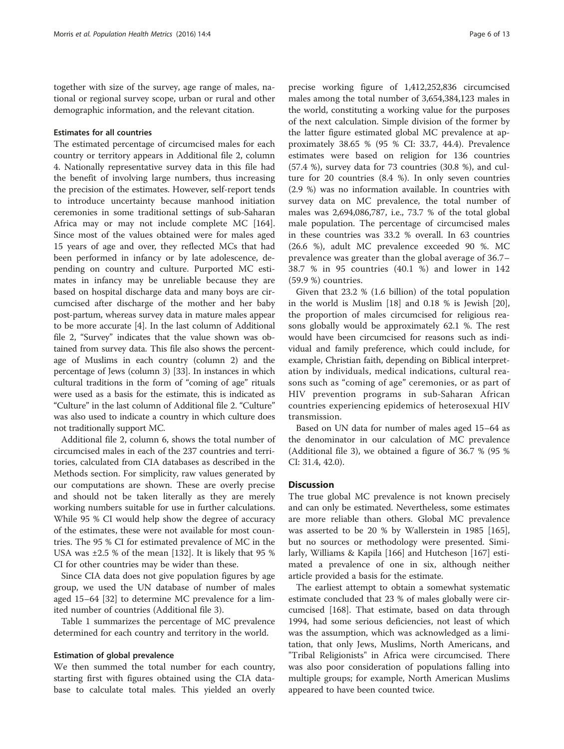together with size of the survey, age range of males, national or regional survey scope, urban or rural and other demographic information, and the relevant citation.

### Estimates for all countries

The estimated percentage of circumcised males for each country or territory appears in Additional file 2, column 4. Nationally representative survey data in this file had the benefit of involving large numbers, thus increasing the precision of the estimates. However, self-report tends to introduce uncertainty because manhood initiation ceremonies in some traditional settings of sub-Saharan Africa may or may not include complete MC [164]. Since most of the values obtained were for males aged 15 years of age and over, they reflected MCs that had been performed in infancy or by late adolescence, depending on country and culture. Purported MC estimates in infancy may be unreliable because they are based on hospital discharge data and many boys are circumcised after discharge of the mother and her baby post-partum, whereas survey data in mature males appear to be more accurate [4]. In the last column of Additional file 2, "Survey" indicates that the value shown was obtained from survey data. This file also shows the percentage of Muslims in each country (column 2) and the percentage of Jews (column 3) [33]. In instances in which cultural traditions in the form of "coming of age" rituals were used as a basis for the estimate, this is indicated as "Culture" in the last column of Additional file 2. "Culture" was also used to indicate a country in which culture does not traditionally support MC.

Additional file 2, column 6, shows the total number of circumcised males in each of the 237 countries and territories, calculated from CIA databases as described in the Methods section. For simplicity, raw values generated by our computations are shown. These are overly precise and should not be taken literally as they are merely working numbers suitable for use in further calculations. While 95 % CI would help show the degree of accuracy of the estimates, these were not available for most countries. The 95 % CI for estimated prevalence of MC in the USA was ±2.5 % of the mean [132]. It is likely that 95 % CI for other countries may be wider than these.

Since CIA data does not give population figures by age group, we used the UN database of number of males aged 15–64 [32] to determine MC prevalence for a limited number of countries (Additional file 3).

Table 1 summarizes the percentage of MC prevalence determined for each country and territory in the world.

### Estimation of global prevalence

We then summed the total number for each country, starting first with figures obtained using the CIA database to calculate total males. This yielded an overly precise working figure of 1,412,252,836 circumcised males among the total number of 3,654,384,123 males in the world, constituting a working value for the purposes of the next calculation. Simple division of the former by the latter figure estimated global MC prevalence at approximately 38.65 % (95 % CI: 33.7, 44.4). Prevalence estimates were based on religion for 136 countries (57.4 %), survey data for 73 countries (30.8 %), and culture for 20 countries (8.4 %). In only seven countries (2.9 %) was no information available. In countries with survey data on MC prevalence, the total number of males was 2,694,086,787, i.e., 73.7 % of the total global male population. The percentage of circumcised males in these countries was 33.2 % overall. In 63 countries (26.6 %), adult MC prevalence exceeded 90 %. MC prevalence was greater than the global average of 36.7–38.7 % in 95 countries (40.1 %) and lower in 142 (59.9 %) countries.

Given that 23.2 % (1.6 billion) of the total population in the world is Muslim [18] and 0.18 % is Jewish [20], the proportion of males circumcised for religious reasons globally would be approximately 62.1 %. The rest would have been circumcised for reasons such as individual and family preference, which could include, for example, Christian faith, depending on Biblical interpretation by individuals, medical indications, cultural reasons such as "coming of age" ceremonies, or as part of HIV prevention programs in sub-Saharan African countries experiencing epidemics of heterosexual HIV transmission.

Based on UN data for number of males aged 15–64 as the denominator in our calculation of MC prevalence (Additional file 3), we obtained a figure of 36.7 % (95 % CI: 31.4, 42.0).

## Discussion

The true global MC prevalence is not known precisely and can only be estimated. Nevertheless, some estimates are more reliable than others. Global MC prevalence was asserted to be 20 % by Wallerstein in 1985 [165], but no sources or methodology were presented. Similarly, Williams & Kapila [166] and Hutcheson [167] estimated a prevalence of one in six, although neither article provided a basis for the estimate.

The earliest attempt to obtain a somewhat systematic estimate concluded that 23 % of males globally were circumcised [168]. That estimate, based on data through 1994, had some serious deficiencies, not least of which was the assumption, which was acknowledged as a limitation, that only Jews, Muslims, North Americans, and "Tribal Religionists" in Africa were circumcised. There was also poor consideration of populations falling into multiple groups; for example, North American Muslims appeared to have been counted twice.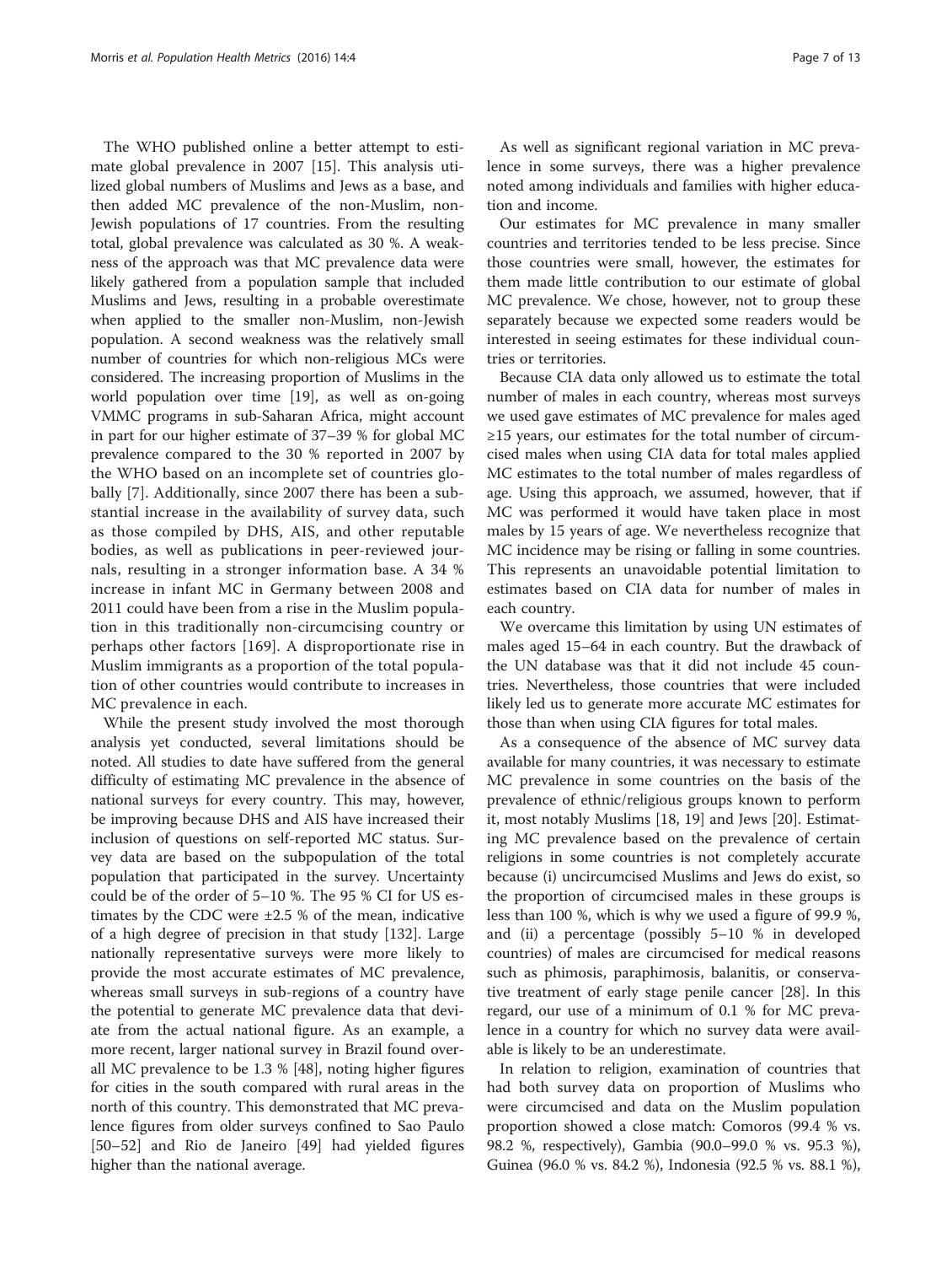The WHO published online a better attempt to estimate global prevalence in 2007 [15]. This analysis utilized global numbers of Muslims and Jews as a base, and then added MC prevalence of the non-Muslim, non-Jewish populations of 17 countries. From the resulting total, global prevalence was calculated as 30 %. A weakness of the approach was that MC prevalence data were likely gathered from a population sample that included Muslims and Jews, resulting in a probable overestimate when applied to the smaller non-Muslim, non-Jewish population. A second weakness was the relatively small number of countries for which non-religious MCs were considered. The increasing proportion of Muslims in the world population over time [19], as well as on-going VMMC programs in sub-Saharan Africa, might account in part for our higher estimate of 37–39 % for global MC prevalence compared to the 30 % reported in 2007 by the WHO based on an incomplete set of countries globally [7]. Additionally, since 2007 there has been a substantial increase in the availability of survey data, such as those compiled by DHS, AIS, and other reputable bodies, as well as publications in peer-reviewed journals, resulting in a stronger information base. A 34 % increase in infant MC in Germany between 2008 and 2011 could have been from a rise in the Muslim population in this traditionally non-circumcising country or perhaps other factors [169]. A disproportionate rise in Muslim immigrants as a proportion of the total population of other countries would contribute to increases in MC prevalence in each.

While the present study involved the most thorough analysis yet conducted, several limitations should be noted. All studies to date have suffered from the general difficulty of estimating MC prevalence in the absence of national surveys for every country. This may, however, be improving because DHS and AIS have increased their inclusion of questions on self-reported MC status. Survey data are based on the subpopulation of the total population that participated in the survey. Uncertainty could be of the order of 5–10 %. The 95 % CI for US estimates by the CDC were ±2.5 % of the mean, indicative of a high degree of precision in that study [132]. Large nationally representative surveys were more likely to provide the most accurate estimates of MC prevalence, whereas small surveys in sub-regions of a country have the potential to generate MC prevalence data that deviate from the actual national figure. As an example, a more recent, larger national survey in Brazil found overall MC prevalence to be 1.3 % [48], noting higher figures for cities in the south compared with rural areas in the north of this country. This demonstrated that MC prevalence figures from older surveys confined to Sao Paulo [50–52] and Rio de Janeiro [49] had yielded figures higher than the national average.

As well as significant regional variation in MC prevalence in some surveys, there was a higher prevalence noted among individuals and families with higher education and income.

Our estimates for MC prevalence in many smaller countries and territories tended to be less precise. Since those countries were small, however, the estimates for them made little contribution to our estimate of global MC prevalence. We chose, however, not to group these separately because we expected some readers would be interested in seeing estimates for these individual countries or territories.

Because CIA data only allowed us to estimate the total number of males in each country, whereas most surveys we used gave estimates of MC prevalence for males aged ≥15 years, our estimates for the total number of circumcised males when using CIA data for total males applied MC estimates to the total number of males regardless of age. Using this approach, we assumed, however, that if MC was performed it would have taken place in most males by 15 years of age. We nevertheless recognize that MC incidence may be rising or falling in some countries. This represents an unavoidable potential limitation to estimates based on CIA data for number of males in each country.

We overcame this limitation by using UN estimates of males aged 15–64 in each country. But the drawback of the UN database was that it did not include 45 countries. Nevertheless, those countries that were included likely led us to generate more accurate MC estimates for those than when using CIA figures for total males.

As a consequence of the absence of MC survey data available for many countries, it was necessary to estimate MC prevalence in some countries on the basis of the prevalence of ethnic/religious groups known to perform it, most notably Muslims [18, 19] and Jews [20]. Estimating MC prevalence based on the prevalence of certain religions in some countries is not completely accurate because (i) uncircumcised Muslims and Jews do exist, so the proportion of circumcised males in these groups is less than 100 %, which is why we used a figure of 99.9 %, and (ii) a percentage (possibly 5–10 % in developed countries) of males are circumcised for medical reasons such as phimosis, paraphimosis, balanitis, or conservative treatment of early stage penile cancer [28]. In this regard, our use of a minimum of 0.1 % for MC prevalence in a country for which no survey data were available is likely to be an underestimate.

In relation to religion, examination of countries that had both survey data on proportion of Muslims who were circumcised and data on the Muslim population proportion showed a close match: Comoros (99.4 % vs. 98.2 %, respectively), Gambia (90.0–99.0 % vs. 95.3 %), Guinea (96.0 % vs. 84.2 %), Indonesia (92.5 % vs. 88.1 %),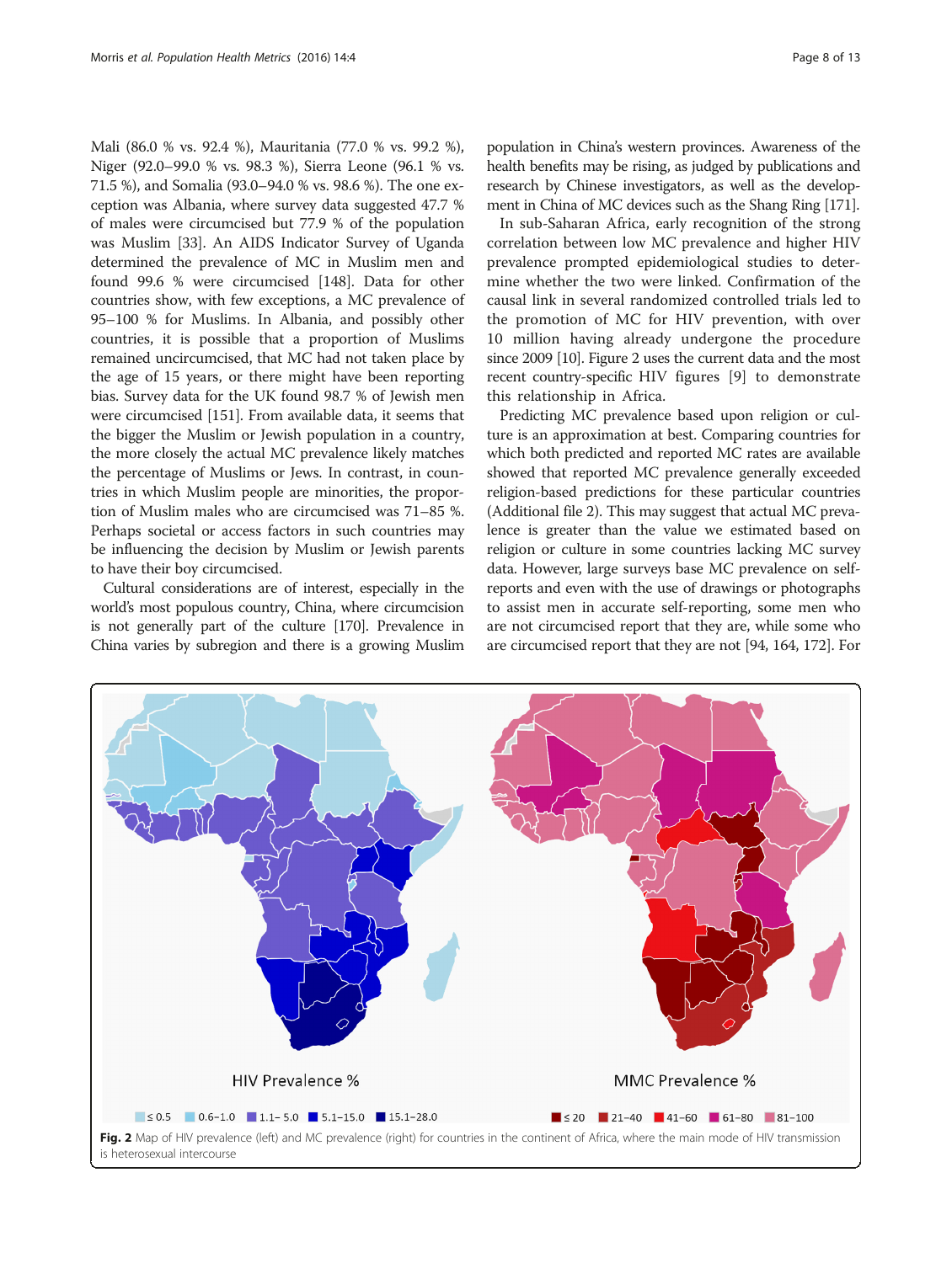Mali (86.0 % vs. 92.4 %), Mauritania (77.0 % vs. 99.2 %), Niger (92.0–99.0 % vs. 98.3 %), Sierra Leone (96.1 % vs. 71.5 %), and Somalia (93.0–94.0 % vs. 98.6 %). The one exception was Albania, where survey data suggested 47.7 % of males were circumcised but 77.9 % of the population was Muslim [33]. An AIDS Indicator Survey of Uganda determined the prevalence of MC in Muslim men and found 99.6 % were circumcised [148]. Data for other countries show, with few exceptions, a MC prevalence of 95–100 % for Muslims. In Albania, and possibly other countries, it is possible that a proportion of Muslims remained uncircumcised, that MC had not taken place by the age of 15 years, or there might have been reporting bias. Survey data for the UK found 98.7 % of Jewish men were circumcised [151]. From available data, it seems that the bigger the Muslim or Jewish population in a country, the more closely the actual MC prevalence likely matches the percentage of Muslims or Jews. In contrast, in countries in which Muslim people are minorities, the proportion of Muslim males who are circumcised was 71–85 %. Perhaps societal or access factors in such countries may be influencing the decision by Muslim or Jewish parents to have their boy circumcised.

Cultural considerations are of interest, especially in the world's most populous country, China, where circumcision is not generally part of the culture [170]. Prevalence in China varies by subregion and there is a growing Muslim population in China's western provinces. Awareness of the health benefits may be rising, as judged by publications and research by Chinese investigators, as well as the development in China of MC devices such as the Shang Ring [171].

In sub-Saharan Africa, early recognition of the strong correlation between low MC prevalence and higher HIV prevalence prompted epidemiological studies to determine whether the two were linked. Confirmation of the causal link in several randomized controlled trials led to the promotion of MC for HIV prevention, with over 10 million having already undergone the procedure since 2009 [10]. Figure 2 uses the current data and the most recent country-specific HIV figures [9] to demonstrate this relationship in Africa.

Predicting MC prevalence based upon religion or culture is an approximation at best. Comparing countries for which both predicted and reported MC rates are available showed that reported MC prevalence generally exceeded religion-based predictions for these particular countries (Additional file 2). This may suggest that actual MC prevalence is greater than the value we estimated based on religion or culture in some countries lacking MC survey data. However, large surveys base MC prevalence on self-reports and even with the use of drawings or photographs to assist men in accurate self-reporting, some men who are not circumcised report that they are, while some who are circumcised report that they are not [94, 164, 172]. For

**Fig. 2** Map of HIV prevalence (left) and MC prevalence (right) for countries in the continent of Africa, where the main mode of HIV transmission is heterosexual intercourse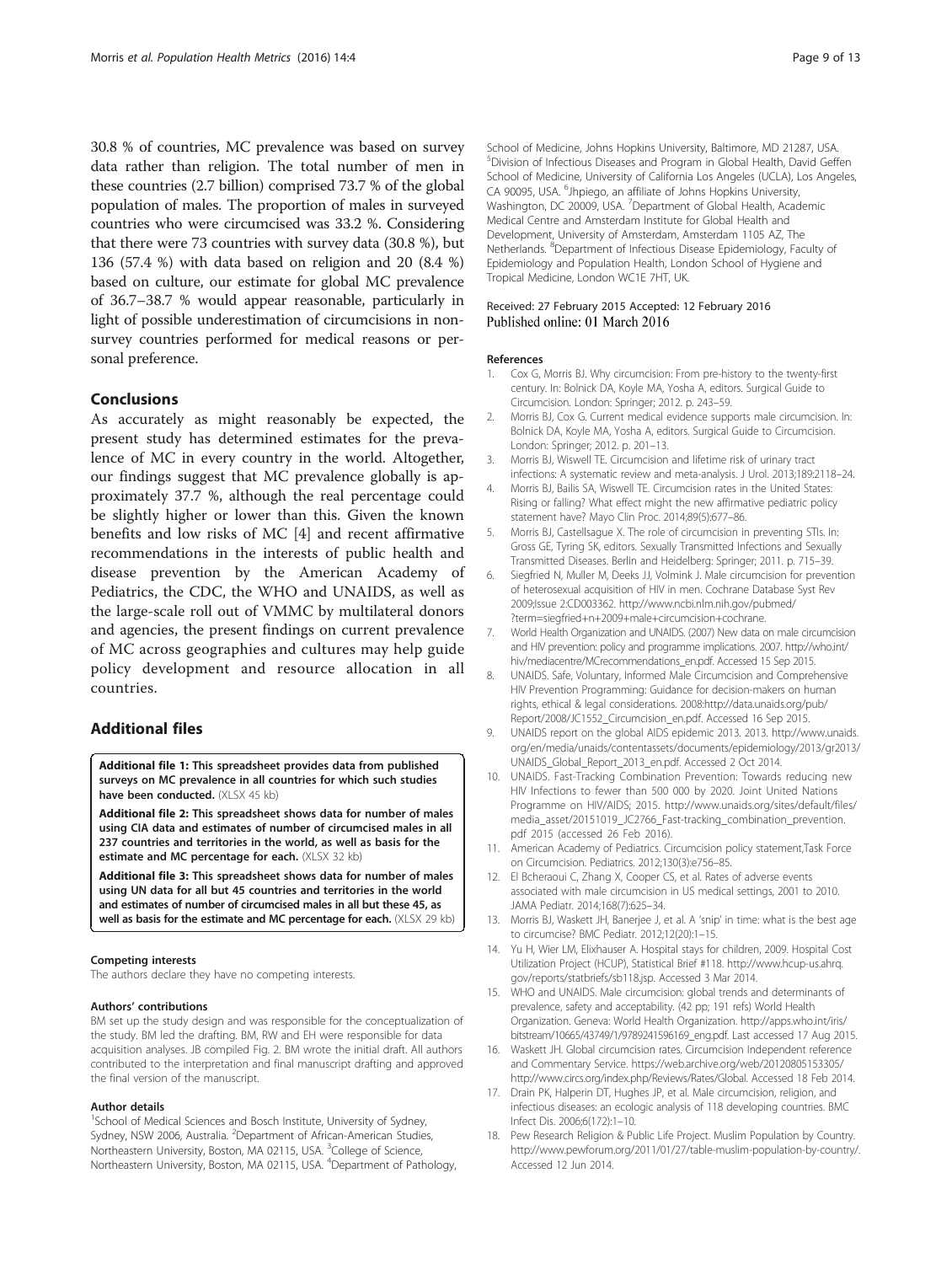30.8 % of countries, MC prevalence was based on survey data rather than religion. The total number of men in these countries (2.7 billion) comprised 73.7 % of the global population of males. The proportion of males in surveyed countries who were circumcised was 33.2 %. Considering that there were 73 countries with survey data (30.8 %), but 136 (57.4 %) with data based on religion and 20 (8.4 %) based on culture, our estimate for global MC prevalence of 36.7–38.7 % would appear reasonable, particularly in light of possible underestimation of circumcisions in non-survey countries performed for medical reasons or personal preference.

## Conclusions

As accurately as might reasonably be expected, the present study has determined estimates for the prevalence of MC in every country in the world. Altogether, our findings suggest that MC prevalence globally is approximately 37.7 %, although the real percentage could be slightly higher or lower than this. Given the known benefits and low risks of MC [4] and recent affirmative recommendations in the interests of public health and disease prevention by the American Academy of Pediatrics, the CDC, the WHO and UNAIDS, as well as the large-scale roll out of VMMC by multilateral donors and agencies, the present findings on current prevalence of MC across geographies and cultures may help guide policy development and resource allocation in all countries.

## Additional files

**Additional file 1: This spreadsheet provides data from published surveys on MC prevalence in all countries for which such studies have been conducted.** (XLSX 45 kb)

**Additional file 2: This spreadsheet shows data for number of males using CIA data and estimates of number of circumcised males in all 237 countries and territories in the world, as well as basis for the estimate and MC percentage for each.** (XLSX 32 kb)

**Additional file 3: This spreadsheet shows data for number of males using UN data for all but 45 countries and territories in the world and estimates of number of circumcised males in all but these 45, as well as basis for the estimate and MC percentage for each.** (XLSX 29 kb)

#### Competing interests

The authors declare they have no competing interests.

#### Authors' contributions

BM set up the study design and was responsible for the conceptualization of the study. BM led the drafting. BM, RW and EH were responsible for data acquisition analyses. JB compiled Fig. 2. BM wrote the initial draft. All authors contributed to the interpretation and final manuscript drafting and approved the final version of the manuscript.

#### Author details

[1]School of Medical Sciences and Bosch Institute, University of Sydney, Sydney, NSW 2006, Australia. [2]Department of African-American Studies, Northeastern University, Boston, MA 02115, USA. [3]College of Science, Northeastern University, Boston, MA 02115, USA. [4]Department of Pathology, School of Medicine, Johns Hopkins University, Baltimore, MD 21287, USA. [5]Division of Infectious Diseases and Program in Global Health, David Geffen School of Medicine, University of California Los Angeles (UCLA), Los Angeles, CA 90095, USA. [6]Jhpiego, an affiliate of Johns Hopkins University, Washington, DC 20009, USA. [7]Department of Global Health, Academic Medical Centre and Amsterdam Institute for Global Health and Development, University of Amsterdam, Amsterdam 1105 AZ, The Netherlands. [8]Department of Infectious Disease Epidemiology, Faculty of Epidemiology and Population Health, London School of Hygiene and Tropical Medicine, London WC1E 7HT, UK.

Received: 27 February 2015 Accepted: 12 February 2016
Published online: 01 March 2016

#### References

1. Cox G, Morris BJ. Why circumcision: From pre-history to the twenty-first century. In: Bolnick DA, Koyle MA, Yosha A, editors. Surgical Guide to Circumcision. London: Springer; 2012. p. 243–59.
2. Morris BJ, Cox G. Current medical evidence supports male circumcision. In: Bolnick DA, Koyle MA, Yosha A, editors. Surgical Guide to Circumcision. London: Springer; 2012. p. 201–13.
3. Morris BJ, Wiswell TE. Circumcision and lifetime risk of urinary tract infections: A systematic review and meta-analysis. J Urol. 2013;189:2118–24.
4. Morris BJ, Bailis SA, Wiswell TE. Circumcision rates in the United States: Rising or falling? What effect might the new affirmative pediatric policy statement have? Mayo Clin Proc. 2014;89(5):677–86.
5. Morris BJ, Castellsague X. The role of circumcision in preventing STIs. In: Gross GE, Tyring SK, editors. Sexually Transmitted Infections and Sexually Transmitted Diseases. Berlin and Heidelberg: Springer; 2011. p. 715–39.
6. Siegfried N, Muller M, Deeks JJ, Volmink J. Male circumcision for prevention of heterosexual acquisition of HIV in men. Cochrane Database Syst Rev 2009;Issue 2:CD003362. http://www.ncbi.nlm.nih.gov/pubmed/?term=siegfried+n+2009+male+circumcision+cochrane.
7. World Health Organization and UNAIDS. (2007) New data on male circumcision and HIV prevention: policy and programme implications. 2007. http://who.int/hiv/mediacentre/MCrecommendations_en.pdf. Accessed 15 Sep 2015.
8. UNAIDS. Safe, Voluntary, Informed Male Circumcision and Comprehensive HIV Prevention Programming: Guidance for decision-makers on human rights, ethical & legal considerations. 2008:http://data.unaids.org/pub/Report/2008/JC1552_Circumcision_en.pdf. Accessed 16 Sep 2015.
9. UNAIDS report on the global AIDS epidemic 2013. 2013. http://www.unaids.org/en/media/unaids/contentassets/documents/epidemiology/2013/gr2013/UNAIDS_Global_Report_2013_en.pdf. Accessed 2 Oct 2014.
10. UNAIDS. Fast-Tracking Combination Prevention: Towards reducing new HIV Infections to fewer than 500 000 by 2020. Joint United Nations Programme on HIV/AIDS; 2015. http://www.unaids.org/sites/default/files/media_asset/20151019_JC2766_Fast-tracking_combination_prevention.pdf 2015 (accessed 26 Feb 2016).
11. American Academy of Pediatrics. Circumcision policy statement,Task Force on Circumcision. Pediatrics. 2012;130(3):e756–85.
12. El Bcheraoui C, Zhang X, Cooper CS, et al. Rates of adverse events associated with male circumcision in US medical settings, 2001 to 2010. JAMA Pediatr. 2014;168(7):625–34.
13. Morris BJ, Waskett JH, Banerjee J, et al. A 'snip' in time: what is the best age to circumcise? BMC Pediatr. 2012;12(20):1–15.
14. Yu H, Wier LM, Elixhauser A. Hospital stays for children, 2009. Hospital Cost Utilization Project (HCUP), Statistical Brief #118. http://www.hcup-us.ahrq.gov/reports/statbriefs/sb118.jsp. Accessed 3 Mar 2014.
15. WHO and UNAIDS. Male circumcision: global trends and determinants of prevalence, safety and acceptability. (42 pp; 191 refs) World Health Organization. Geneva: World Health Organization. http://apps.who.int/iris/bitstream/10665/43749/1/9789241596169_eng.pdf. Last accessed 17 Aug 2015.
16. Waskett JH. Global circumcision rates. Circumcision Independent reference and Commentary Service. https://web.archive.org/web/20120805153305/http://www.circs.org/index.php/Reviews/Rates/Global. Accessed 18 Feb 2014.
17. Drain PK, Halperin DT, Hughes JP, et al. Male circumcision, religion, and infectious diseases: an ecologic analysis of 118 developing countries. BMC Infect Dis. 2006;6(172):1–10.
18. Pew Research Religion & Public Life Project. Muslim Population by Country. http://www.pewforum.org/2011/01/27/table-muslim-population-by-country/. Accessed 12 Jun 2014.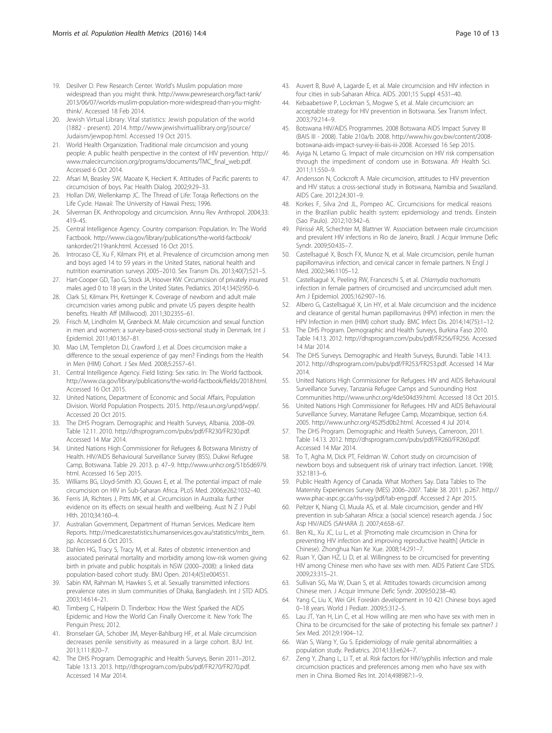19. Desilver D. Pew Research Center. World's Muslim population more widespread than you might think. http://www.pewresearch.org/fact-tank/2013/06/07/worlds-muslim-population-more-widespread-than-you-might-think/. Accessed 18 Feb 2014.
20. Jewish Virtual Library. Vital statistics: Jewish population of the world (1882 - present). 2014. http://www.jewishvirtuallibrary.org/jsource/Judaism/jewpop.html. Accessed 19 Oct 2015.
21. World Health Organization. Traditional male circumcision and young people: A public health perspective in the context of HIV prevention. http://www.malecircumcision.org/programs/documents/TMC_final_web.pdf. Accessed 6 Oct 2014.
22. Afsari M, Beasley SW, Maoate K, Heckert K. Attitudes of Pacific parents to circumcision of boys. Pac Health Dialog. 2002;9:29–33.
23. Hollan DW, Wellenkamp JC. The Thread of Life: Toraja Reflections on the Life Cycle. Hawaii: The University of Hawaii Press; 1996.
24. Silverman EK. Anthropology and circumcision. Annu Rev Anthropol. 2004;33:419–45.
25. Central Intelligence Agency. Country comparison: Population. In: The World Factbook. http://www.cia.gov/library/publications/the-world-factbook/rankorder/2119rank.html. Accessed 16 Oct 2015.
26. Introcaso CE, Xu F, Kilmarx PH, et al. Prevalence of circumcision among men and boys aged 14 to 59 years in the United States, national health and nutrition examination surveys 2005–2010. Sex Transm Dis. 2013;40(7):521–5.
27. Hart-Cooper GD, Tao G, Stock JA, Hoover KW. Circumcision of privately insured males aged 0 to 18 years in the United States. Pediatrics. 2014;134(5):950–6.
28. Clark SJ, Kilmarx PH, Kretsinger K. Coverage of newborn and adult male circumcision varies among public and private US payers despite health benefits. Health Aff (Millwood). 2011;30:2355–61.
29. Frisch M, Lindholm M, Grønbeck M. Male circumcision and sexual function in men and women: a survey-based-cross-sectional study in Denmark. Int J Epidemiol. 2011;40:1367–81.
30. Mao LM, Templeton DJ, Crawford J, et al. Does circumcision make a difference to the sexual experience of gay men? Findings from the Health in Men (HIM) Cohort. J Sex Med. 2008;5:2557–61.
31. Central Intelligence Agency. Field listing: Sex ratio. In: The World factbook. http://www.cia.gov/library/publications/the-world-factbook/fields/2018.html. Accessed 16 Oct 2015.
32. United Nations, Department of Economic and Social Affairs, Population Division. World Population Prospects. 2015. http://esa.un.org/unpd/wpp/. Accessed 20 Oct 2015.
33. The DHS Program. Demographic and Health Surveys, Albania. 2008–09. Table 12.11. 2010. http://dhsprogram.com/pubs/pdf/FR230/FR230.pdf. Accessed 14 Mar 2014.
34. United Nations High Commissioner for Refugees & Botswana Ministry of Health. HIV/AIDS Behavioural Surveillance Survey (BSS). Dukwi Refugee Camp, Botswana. Table 29. 2013. p. 47–9. http://www.unhcr.org/51b5d6979.html. Accessed 16 Sep 2015.
35. Williams BG, Lloyd-Smith JO, Gouws E, et al. The potential impact of male circumcision on HIV in Sub-Saharan Africa. PLoS Med. 2006;e262:1032–40.
36. Ferris JA, Richters J, Pitts MK, et al. Circumcision in Australia: further evidence on its effects on sexual health and wellbeing. Aust N Z J Publ Hlth. 2010;34:160–4.
37. Australian Government, Department of Human Services. Medicare Item Reports. http://medicarestatistics.humanservices.gov.au/statistics/mbs_item.jsp. Accessed 6 Oct 2015.
38. Dahlen HG, Tracy S, Tracy M, et al. Rates of obstetric intervention and associated perinatal mortality and morbidity among low-risk women giving birth in private and public hospitals in NSW (2000–2008): a linked data population-based cohort study. BMJ Open. 2014;4(5):e004551.
39. Sabin KM, Rahman M, Hawkes S, et al. Sexually transmitted infections prevalence rates in slum communities of Dhaka, Bangladesh. Int J STD AIDS. 2003;14:614–21.
40. Timberg C, Halperin D. Tinderbox: How the West Sparked the AIDS Epidemic and How the World Can Finally Overcome it. New York: The Penguin Press; 2012.
41. Bronselaer GA, Schober JM, Meyer-Bahlburg HF, et al. Male circumcision decreases penile sensitivity as measured in a large cohort. BJU Int. 2013;111:820–7.
42. The DHS Program. Demographic and Health Surveys, Benin 2011–2012. Table 13.13. 2013. http://dhsprogram.com/pubs/pdf/FR270/FR270.pdf. Accessed 14 Mar 2014.
43. Auvert B, Buvé A, Lagarde E, et al. Male circumcision and HIV infection in four cities in sub-Saharan Africa. AIDS. 2001;15 Suppl 4:S31–40.
44. Kebaabetswe P, Lockman S, Mogwe S, et al. Male circumcision: an acceptable strategy for HIV prevention in Botswana. Sex Transm Infect. 2003;79:214–9.
45. Botswana HIV/AIDS Programmes. 2008 Botswana AIDS Impact Survey III (BAIS III - 2008). Table 210a/b. 2008. http://www.hiv.gov.bw/content/2008-botswana-aids-impact-survey-iii-bais-iii-2008. Accessed 16 Sep 2015.
46. Ayiga N, Letamo G. Impact of male circumcision on HIV risk compensation through the impediment of condom use in Botswana. Afr Health Sci. 2011;11:550–9.
47. Andersson N, Cockcroft A. Male circumcision, attitudes to HIV prevention and HIV status: a cross-sectional study in Botswana, Namibia and Swaziland. AIDS Care. 2012;24:301–9.
48. Korkes F, Silva 2nd JL, Pompeo AC. Circumcisions for medical reasons in the Brazilian public health system: epidemiology and trends. Einstein (Sao Paulo). 2012;10:342–6.
49. Périssé AR, Schechter M, Blattner W. Association between male circumcision and prevalent HIV infections in Rio de Janeiro, Brazil. J Acquir Immune Defic Syndr. 2009;50:435–7.
50. Castellsagué X, Bosch FX, Munoz N, et al. Male circumcision, penile human papillomavirus infection, and cervical cancer in female partners. N Engl J Med. 2002;346:1105–12.
51. Castellsagué X, Peeling RW, Franceschi S, et al. *Chlamydia trachomatis* infection in female partners of circumcised and uncircumcised adult men. Am J Epidemiol. 2005;162:907–16.
52. Albero G, Castellsagué X, Lin HY, et al. Male circumcision and the incidence and clearance of genital human papillomavirus (HPV) infection in men: the HPV Infection in men (HIM) cohort study. BMC Infect Dis. 2014;14(75):1–12.
53. The DHS Program. Demographic and Health Surveys, Burkina Faso 2010. Table 14.13. 2012. http://dhsprogram.com/pubs/pdf/FR256/FR256. Accessed 14 Mar 2014.
54. The DHS Surveys. Demographic and Health Surveys, Burundi. Table 14.13. 2012. http://dhsprogram.com/pubs/pdf/FR253/FR253.pdf. Accessed 14 Mar 2014.
55. United Nations High Commissioner for Refugees. HIV and AIDS Behavioural Surveillance Survey, Tanzania Refugee Camps and Surrounding Host Communities http://www.unhcr.org/4de504d39.html. Accessed 18 Oct 2015.
56. United Nations High Commissioner for Refugees. HIV and AIDS Behavioural Surveillance Survey, Marratane Refugee Camp, Mozambique, section 6.4. 2005. http://www.unhcr.org/452f5d0b2.html. Accessed 4 Jul 2014.
57. The DHS Program. Demographic and Health Surveys, Cameroon, 2011. Table 14.13. 2012. http://dhsprogram.com/pubs/pdf/FR260/FR260.pdf. Accessed 14 Mar 2014.
58. To T, Agha M, Dick PT, Feldman W. Cohort study on circumcision of newborn boys and subsequent risk of urinary tract infection. Lancet. 1998;352:1813–6.
59. Public Health Agency of Canada. What Mothers Say. Data Tables to The Maternity Experiences Survey (MES) 2006–2007. Table 38. 2011. p.267. http://www.phac-aspc.gc.ca/rhs-ssg/pdf/tab-eng.pdf. Accessed 2 Apr 2015.
60. Peltzer K, Niang CI, Muula AS, et al. Male circumcision, gender and HIV prevention in sub-Saharan Africa: a (social science) research agenda. J Soc Asp HIV/AIDS (SAHARA J). 2007;4:658–67.
61. Ben KL, Xu JC, Lu L, et al. [Promoting male circumcision in China for preventing HIV infection and improving reproductive health] (Article in Chinese). Zhonghua Nan Ke Xue. 2008;14:291–7.
62. Ruan Y, Qian HZ, Li D, et al. Willingness to be circumcised for preventing HIV among Chinese men who have sex with men. AIDS Patient Care STDS. 2009;23:315–21.
63. Sullivan SG, Ma W, Duan S, et al. Attitudes towards circumcision among Chinese men. J Acquir Immune Defic Syndr. 2009;50:238–40.
64. Yang C, Liu X, Wei GH. Foreskin development in 10 421 Chinese boys aged 0–18 years. World J Pediatr. 2009;5:312–5.
65. Lau JT, Yan H, Lin C, et al. How willing are men who have sex with men in China to be circumcised for the sake of protecting his female sex partner? J Sex Med. 2012;9:1904–12.
66. Wan S, Wang Y, Gu S. Epidemiology of male genital abnormalities: a population study. Pediatrics. 2014;133:e624–7.
67. Zeng Y, Zhang L, Li T, et al. Risk factors for HIV/syphilis infection and male circumcision practices and preferences among men who have sex with men in China. Biomed Res Int. 2014;498987:1–9.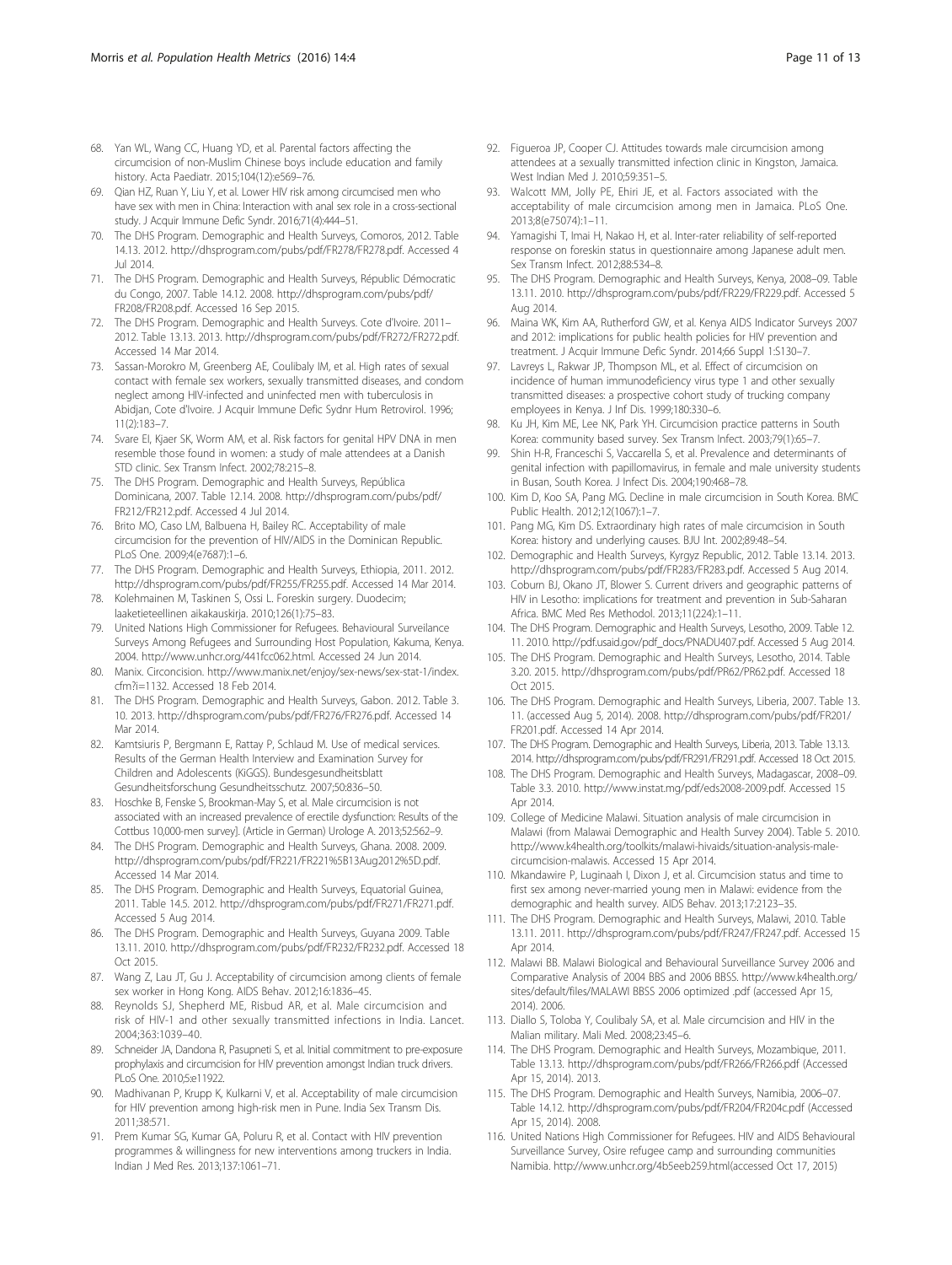68. Yan WL, Wang CC, Huang YD, et al. Parental factors affecting the circumcision of non-Muslim Chinese boys include education and family history. Acta Paediatr. 2015;104(12):e569–76.
69. Qian HZ, Ruan Y, Liu Y, et al. Lower HIV risk among circumcised men who have sex with men in China: Interaction with anal sex role in a cross-sectional study. J Acquir Immune Defic Syndr. 2016;71(4):444–51.
70. The DHS Program. Demographic and Health Surveys, Comoros, 2012. Table 14.13. 2012. http://dhsprogram.com/pubs/pdf/FR278/FR278.pdf. Accessed 4 Jul 2014.
71. The DHS Program. Demographic and Health Surveys, Républic Démocratic du Congo, 2007. Table 14.12. 2008. http://dhsprogram.com/pubs/pdf/FR208/FR208.pdf. Accessed 16 Sep 2015.
72. The DHS Program. Demographic and Health Surveys. Cote d'Ivoire. 2011–2012. Table 13.13. 2013. http://dhsprogram.com/pubs/pdf/FR272/FR272.pdf. Accessed 14 Mar 2014.
73. Sassan-Morokro M, Greenberg AE, Coulibaly IM, et al. High rates of sexual contact with female sex workers, sexually transmitted diseases, and condom neglect among HIV-infected and uninfected men with tuberculosis in Abidjan, Cote d'Ivoire. J Acquir Immune Defic Sydnr Hum Retrovirol. 1996; 11(2):183–7.
74. Svare EI, Kjaer SK, Worm AM, et al. Risk factors for genital HPV DNA in men resemble those found in women: a study of male attendees at a Danish STD clinic. Sex Transm Infect. 2002;78:215–8.
75. The DHS Program. Demographic and Health Surveys, República Dominicana, 2007. Table 12.14. 2008. http://dhsprogram.com/pubs/pdf/FR212/FR212.pdf. Accessed 4 Jul 2014.
76. Brito MO, Caso LM, Balbuena H, Bailey RC. Acceptability of male circumcision for the prevention of HIV/AIDS in the Dominican Republic. PLoS One. 2009;4(e7687):1–6.
77. The DHS Program. Demographic and Health Surveys, Ethiopia, 2011. 2012. http://dhsprogram.com/pubs/pdf/FR255/FR255.pdf. Accessed 14 Mar 2014.
78. Kolehmainen M, Taskinen S, Ossi L. Foreskin surgery. Duodecim; laaketieteellinen aikakauskirja. 2010;126(1):75–83.
79. United Nations High Commissioner for Refugees. Behavioural Surveilance Surveys Among Refugees and Surrounding Host Population, Kakuma, Kenya. 2004. http://www.unhcr.org/441fcc062.html. Accessed 24 Jun 2014.
80. Manix. Circoncision. http://www.manix.net/enjoy/sex-news/sex-stat-1/index.cfm?i=1132. Accessed 18 Feb 2014.
81. The DHS Program. Demographic and Health Surveys, Gabon. 2012. Table 3.10. 2013. http://dhsprogram.com/pubs/pdf/FR276/FR276.pdf. Accessed 14 Mar 2014.
82. Kamtsiuris P, Bergmann E, Rattay P, Schlaud M. Use of medical services. Results of the German Health Interview and Examination Survey for Children and Adolescents (KiGGS). Bundesgesundheitsblatt Gesundheitsforschung Gesundheitsschutz. 2007;50:836–50.
83. Hoschke B, Fenske S, Brookman-May S, et al. Male circumcision is not associated with an increased prevalence of erectile dysfunction: Results of the Cottbus 10,000-men survey]. (Article in German) Urologe A. 2013;52:562–9.
84. The DHS Program. Demographic and Health Surveys, Ghana. 2008. 2009. http://dhsprogram.com/pubs/pdf/FR221/FR221%5B13Aug2012%5D.pdf. Accessed 14 Mar 2014.
85. The DHS Program. Demographic and Health Surveys, Equatorial Guinea, 2011. Table 14.5. 2012. http://dhsprogram.com/pubs/pdf/FR271/FR271.pdf. Accessed 5 Aug 2014.
86. The DHS Program. Demographic and Health Surveys, Guyana 2009. Table 13.11. 2010. http://dhsprogram.com/pubs/pdf/FR232/FR232.pdf. Accessed 18 Oct 2015.
87. Wang Z, Lau JT, Gu J. Acceptability of circumcision among clients of female sex worker in Hong Kong. AIDS Behav. 2012;16:1836–45.
88. Reynolds SJ, Shepherd ME, Risbud AR, et al. Male circumcision and risk of HIV-1 and other sexually transmitted infections in India. Lancet. 2004;363:1039–40.
89. Schneider JA, Dandona R, Pasupneti S, et al. Initial commitment to pre-exposure prophylaxis and circumcision for HIV prevention amongst Indian truck drivers. PLoS One. 2010;5:e11922.
90. Madhivanan P, Krupp K, Kulkarni V, et al. Acceptability of male circumcision for HIV prevention among high-risk men in Pune. India Sex Transm Dis. 2011;38:571.
91. Prem Kumar SG, Kumar GA, Poluru R, et al. Contact with HIV prevention programmes & willingness for new interventions among truckers in India. Indian J Med Res. 2013;137:1061–71.
92. Figueroa JP, Cooper CJ. Attitudes towards male circumcision among attendees at a sexually transmitted infection clinic in Kingston, Jamaica. West Indian Med J. 2010;59:351–5.
93. Walcott MM, Jolly PE, Ehiri JE, et al. Factors associated with the acceptability of male circumcision among men in Jamaica. PLoS One. 2013;8(e75074):1–11.
94. Yamagishi T, Imai H, Nakao H, et al. Inter-rater reliability of self-reported response on foreskin status in questionnaire among Japanese adult men. Sex Transm Infect. 2012;88:534–8.
95. The DHS Program. Demographic and Health Surveys, Kenya, 2008–09. Table 13.11. 2010. http://dhsprogram.com/pubs/pdf/FR229/FR229.pdf. Accessed 5 Aug 2014.
96. Maina WK, Kim AA, Rutherford GW, et al. Kenya AIDS Indicator Surveys 2007 and 2012: implications for public health policies for HIV prevention and treatment. J Acquir Immune Defic Syndr. 2014;66 Suppl 1:S130–7.
97. Lavreys L, Rakwar JP, Thompson ML, et al. Effect of circumcision on incidence of human immunodeficiency virus type 1 and other sexually transmitted diseases: a prospective cohort study of trucking company employees in Kenya. J Inf Dis. 1999;180:330–6.
98. Ku JH, Kim ME, Lee NK, Park YH. Circumcision practice patterns in South Korea: community based survey. Sex Transm Infect. 2003;79(1):65–7.
99. Shin H-R, Franceschi S, Vaccarella S, et al. Prevalence and determinants of genital infection with papillomavirus, in female and male university students in Busan, South Korea. J Infect Dis. 2004;190:468–78.
100. Kim D, Koo SA, Pang MG. Decline in male circumcision in South Korea. BMC Public Health. 2012;12(1067):1–7.
101. Pang MG, Kim DS. Extraordinary high rates of male circumcision in South Korea: history and underlying causes. BJU Int. 2002;89:48–54.
102. Demographic and Health Surveys, Kyrgyz Republic, 2012. Table 13.14. 2013. http://dhsprogram.com/pubs/pdf/FR283/FR283.pdf. Accessed 5 Aug 2014.
103. Coburn BJ, Okano JT, Blower S. Current drivers and geographic patterns of HIV in Lesotho: implications for treatment and prevention in Sub-Saharan Africa. BMC Med Res Methodol. 2013;11(224):1–11.
104. The DHS Program. Demographic and Health Surveys, Lesotho, 2009. Table 12.11. 2010. http://pdf.usaid.gov/pdf_docs/PNADU407.pdf. Accessed 5 Aug 2014.
105. The DHS Program. Demographic and Health Surveys, Lesotho, 2014. Table 3.20. 2015. http://dhsprogram.com/pubs/pdf/PR62/PR62.pdf. Accessed 18 Oct 2015.
106. The DHS Program. Demographic and Health Surveys, Liberia, 2007. Table 13.11. (accessed Aug 5, 2014). 2008. http://dhsprogram.com/pubs/pdf/FR201/FR201.pdf. Accessed 14 Apr 2014.
107. The DHS Program. Demographic and Health Surveys, Liberia, 2013. Table 13.13. 2014. http://dhsprogram.com/pubs/pdf/FR291/FR291.pdf. Accessed 18 Oct 2015.
108. The DHS Program. Demographic and Health Surveys, Madagascar, 2008–09. Table 3.3. 2010. http://www.instat.mg/pdf/eds2008-2009.pdf. Accessed 15 Apr 2014.
109. College of Medicine Malawi. Situation analysis of male circumcision in Malawi (from Malawai Demographic and Health Survey 2004). Table 5. 2010. http://www.k4health.org/toolkits/malawi-hivaids/situation-analysis-male-circumcision-malawis. Accessed 15 Apr 2014.
110. Mkandawire P, Luginaah I, Dixon J, et al. Circumcision status and time to first sex among never-married young men in Malawi: evidence from the demographic and health survey. AIDS Behav. 2013;17:2123–35.
111. The DHS Program. Demographic and Health Surveys, Malawi, 2010. Table 13.11. 2011. http://dhsprogram.com/pubs/pdf/FR247/FR247.pdf. Accessed 15 Apr 2014.
112. Malawi BB. Malawi Biological and Behavioural Surveillance Survey 2006 and Comparative Analysis of 2004 BBS and 2006 BBSS. http://www.k4health.org/sites/default/files/MALAWI BBSS 2006 optimized .pdf (accessed Apr 15, 2014). 2006.
113. Diallo S, Toloba Y, Coulibaly SA, et al. Male circumcision and HIV in the Malian military. Mali Med. 2008;23:45–6.
114. The DHS Program. Demographic and Health Surveys, Mozambique, 2011. Table 13.13. http://dhsprogram.com/pubs/pdf/FR266/FR266.pdf (Accessed Apr 15, 2014). 2013.
115. The DHS Program. Demographic and Health Surveys, Namibia, 2006–07. Table 14.12. http://dhsprogram.com/pubs/pdf/FR204/FR204c.pdf (Accessed Apr 15, 2014). 2008.
116. United Nations High Commissioner for Refugees. HIV and AIDS Behavioural Surveillance Survey, Osire refugee camp and surrounding communities Namibia. http://www.unhcr.org/4b5eeb259.html(accessed Oct 17, 2015)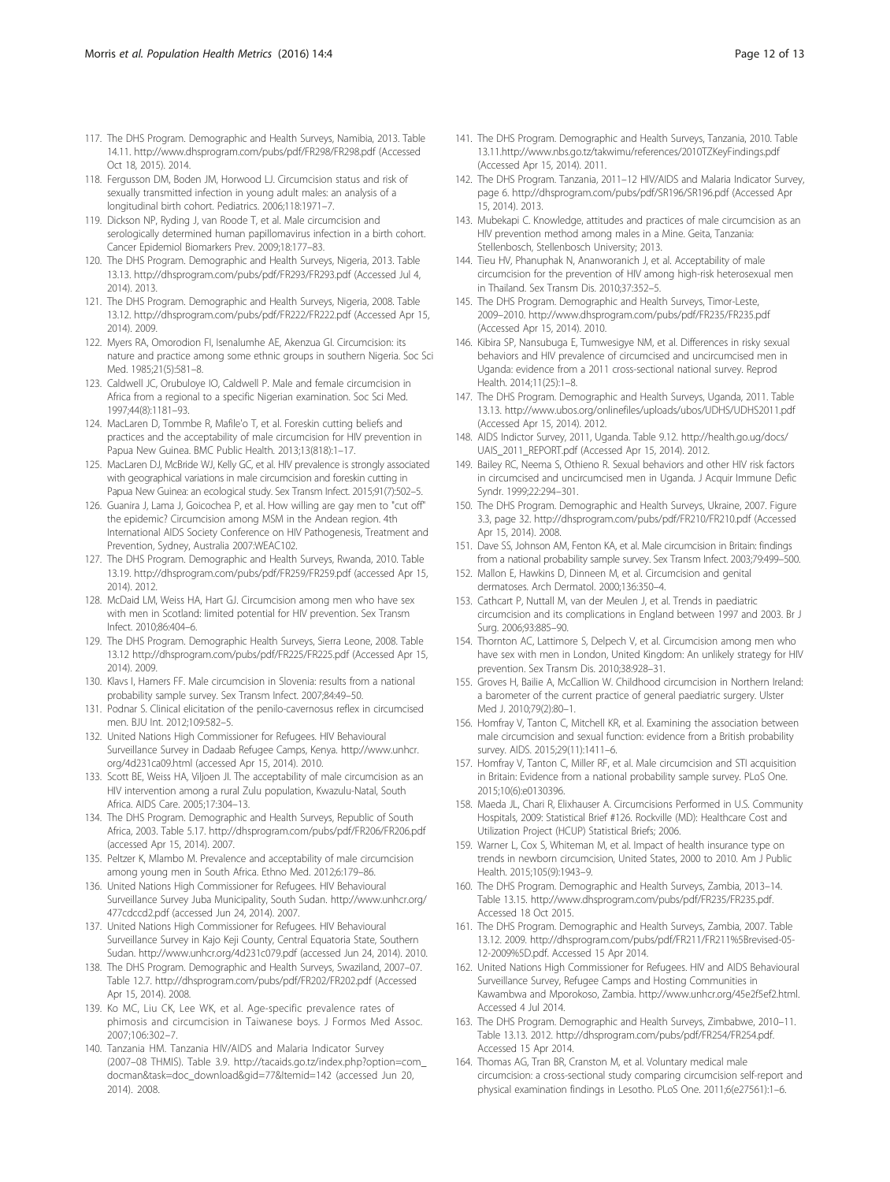117. The DHS Program. Demographic and Health Surveys, Namibia, 2013. Table 14.11. http://www.dhsprogram.com/pubs/pdf/FR298/FR298.pdf (Accessed Oct 18, 2015). 2014.
118. Fergusson DM, Boden JM, Horwood LJ. Circumcision status and risk of sexually transmitted infection in young adult males: an analysis of a longitudinal birth cohort. Pediatrics. 2006;118:1971–7.
119. Dickson NP, Ryding J, van Roode T, et al. Male circumcision and serologically determined human papillomavirus infection in a birth cohort. Cancer Epidemiol Biomarkers Prev. 2009;18:177–83.
120. The DHS Program. Demographic and Health Surveys, Nigeria, 2013. Table 13.13. http://dhsprogram.com/pubs/pdf/FR293/FR293.pdf (Accessed Jul 4, 2014). 2013.
121. The DHS Program. Demographic and Health Surveys, Nigeria, 2008. Table 13.12. http://dhsprogram.com/pubs/pdf/FR222/FR222.pdf (Accessed Apr 15, 2014). 2009.
122. Myers RA, Omorodion FI, Isenalumhe AE, Akenzua GI. Circumcision: its nature and practice among some ethnic groups in southern Nigeria. Soc Sci Med. 1985;21(5):581–8.
123. Caldwell JC, Orubuloye IO, Caldwell P. Male and female circumcision in Africa from a regional to a specific Nigerian examination. Soc Sci Med. 1997;44(8):1181–93.
124. MacLaren D, Tommbe R, Mafile'o T, et al. Foreskin cutting beliefs and practices and the acceptability of male circumcision for HIV prevention in Papua New Guinea. BMC Public Health. 2013;13(818):1–17.
125. MacLaren DJ, McBride WJ, Kelly GC, et al. HIV prevalence is strongly associated with geographical variations in male circumcision and foreskin cutting in Papua New Guinea: an ecological study. Sex Transm Infect. 2015;91(7):502–5.
126. Guanira J, Lama J, Goicochea P, et al. How willing are gay men to "cut off" the epidemic? Circumcision among MSM in the Andean region. 4th International AIDS Society Conference on HIV Pathogenesis, Treatment and Prevention, Sydney, Australia 2007:WEAC102.
127. The DHS Program. Demographic and Health Surveys, Rwanda, 2010. Table 13.19. http://dhsprogram.com/pubs/pdf/FR259/FR259.pdf (accessed Apr 15, 2014). 2012.
128. McDaid LM, Weiss HA, Hart GJ. Circumcision among men who have sex with men in Scotland: limited potential for HIV prevention. Sex Transm Infect. 2010;86:404–6.
129. The DHS Program. Demographic Health Surveys, Sierra Leone, 2008. Table 13.12 http://dhsprogram.com/pubs/pdf/FR225/FR225.pdf (Accessed Apr 15, 2014). 2009.
130. Klavs I, Hamers FF. Male circumcision in Slovenia: results from a national probability sample survey. Sex Transm Infect. 2007;84:49–50.
131. Podnar S. Clinical elicitation of the penilo-cavernosus reflex in circumcised men. BJU Int. 2012;109:582–5.
132. United Nations High Commissioner for Refugees. HIV Behavioural Surveillance Survey in Dadaab Refugee Camps, Kenya. http://www.unhcr.org/4d231ca09.html (accessed Apr 15, 2014). 2010.
133. Scott BE, Weiss HA, Viljoen JI. The acceptability of male circumcision as an HIV intervention among a rural Zulu population, Kwazulu-Natal, South Africa. AIDS Care. 2005;17:304–13.
134. The DHS Program. Demographic and Health Surveys, Republic of South Africa, 2003. Table 5.17. http://dhsprogram.com/pubs/pdf/FR206/FR206.pdf (accessed Apr 15, 2014). 2007.
135. Peltzer K, Mlambo M. Prevalence and acceptability of male circumcision among young men in South Africa. Ethno Med. 2012;6:179–86.
136. United Nations High Commissioner for Refugees. HIV Behavioural Surveillance Survey Juba Municipality, South Sudan. http://www.unhcr.org/477cdccd2.pdf (accessed Jun 24, 2014). 2007.
137. United Nations High Commissioner for Refugees. HIV Behavioural Surveillance Survey in Kajo Keji County, Central Equatoria State, Southern Sudan. http://www.unhcr.org/4d231c079.pdf (accessed Jun 24, 2014). 2010.
138. The DHS Program. Demographic and Health Surveys, Swaziland, 2007–07. Table 12.7. http://dhsprogram.com/pubs/pdf/FR202/FR202.pdf (Accessed Apr 15, 2014). 2008.
139. Ko MC, Liu CK, Lee WK, et al. Age-specific prevalence rates of phimosis and circumcision in Taiwanese boys. J Formos Med Assoc. 2007;106:302–7.
140. Tanzania HM. Tanzania HIV/AIDS and Malaria Indicator Survey (2007–08 THMIS). Table 3.9. http://tacaids.go.tz/index.php?option=com_docman&task=doc_download&gid=77&Itemid=142 (accessed Jun 20, 2014). 2008.
141. The DHS Program. Demographic and Health Surveys, Tanzania, 2010. Table 13.11.http://www.nbs.go.tz/takwimu/references/2010TZKeyFindings.pdf (Accessed Apr 15, 2014). 2011.
142. The DHS Program. Tanzania, 2011–12 HIV/AIDS and Malaria Indicator Survey, page 6. http://dhsprogram.com/pubs/pdf/SR196/SR196.pdf (Accessed Apr 15, 2014). 2013.
143. Mubekapi C. Knowledge, attitudes and practices of male circumcision as an HIV prevention method among males in a Mine. Geita, Tanzania: Stellenbosch, Stellenbosch University; 2013.
144. Tieu HV, Phanuphak N, Ananworanich J, et al. Acceptability of male circumcision for the prevention of HIV among high-risk heterosexual men in Thailand. Sex Transm Dis. 2010;37:352–5.
145. The DHS Program. Demographic and Health Surveys, Timor-Leste, 2009–2010. http://www.dhsprogram.com/pubs/pdf/FR235/FR235.pdf (Accessed Apr 15, 2014). 2010.
146. Kibira SP, Nansubuga E, Tumwesigye NM, et al. Differences in risky sexual behaviors and HIV prevalence of circumcised and uncircumcised men in Uganda: evidence from a 2011 cross-sectional national survey. Reprod Health. 2014;11(25):1–8.
147. The DHS Program. Demographic and Health Surveys, Uganda, 2011. Table 13.13. http://www.ubos.org/onlinefiles/uploads/ubos/UDHS/UDHS2011.pdf (Accessed Apr 15, 2014). 2012.
148. AIDS Indictor Survey, 2011, Uganda. Table 9.12. http://health.go.ug/docs/UAIS_2011_REPORT.pdf (Accessed Apr 15, 2014). 2012.
149. Bailey RC, Neema S, Othieno R. Sexual behaviors and other HIV risk factors in circumcised and uncircumcised men in Uganda. J Acquir Immune Defic Syndr. 1999;22:294–301.
150. The DHS Program. Demographic and Health Surveys, Ukraine, 2007. Figure 3.3, page 32. http://dhsprogram.com/pubs/pdf/FR210/FR210.pdf (Accessed Apr 15, 2014). 2008.
151. Dave SS, Johnson AM, Fenton KA, et al. Male circumcision in Britain: findings from a national probability sample survey. Sex Transm Infect. 2003;79:499–500.
152. Mallon E, Hawkins D, Dinneen M, et al. Circumcision and genital dermatoses. Arch Dermatol. 2000;136:350–4.
153. Cathcart P, Nuttall M, van der Meulen J, et al. Trends in paediatric circumcision and its complications in England between 1997 and 2003. Br J Surg. 2006;93:885–90.
154. Thornton AC, Lattimore S, Delpech V, et al. Circumcision among men who have sex with men in London, United Kingdom: An unlikely strategy for HIV prevention. Sex Transm Dis. 2010;38:928–31.
155. Groves H, Bailie A, McCallion W. Childhood circumcision in Northern Ireland: a barometer of the current practice of general paediatric surgery. Ulster Med J. 2010;79(2):80–1.
156. Homfray V, Tanton C, Mitchell KR, et al. Examining the association between male circumcision and sexual function: evidence from a British probability survey. AIDS. 2015;29(11):1411–6.
157. Homfray V, Tanton C, Miller RF, et al. Male circumcision and STI acquisition in Britain: Evidence from a national probability sample survey. PLoS One. 2015;10(6):e0130396.
158. Maeda JL, Chari R, Elixhauser A. Circumcisions Performed in U.S. Community Hospitals, 2009: Statistical Brief #126. Rockville (MD): Healthcare Cost and Utilization Project (HCUP) Statistical Briefs; 2006.
159. Warner L, Cox S, Whiteman M, et al. Impact of health insurance type on trends in newborn circumcision, United States, 2000 to 2010. Am J Public Health. 2015;105(9):1943–9.
160. The DHS Program. Demographic and Health Surveys, Zambia, 2013–14. Table 13.15. http://www.dhsprogram.com/pubs/pdf/FR235/FR235.pdf. Accessed 18 Oct 2015.
161. The DHS Program. Demographic and Health Surveys, Zambia, 2007. Table 13.12. 2009. http://dhsprogram.com/pubs/pdf/FR211/FR211%5Brevised-05-12-2009%5D.pdf. Accessed 15 Apr 2014.
162. United Nations High Commissioner for Refugees. HIV and AIDS Behavioural Surveillance Survey, Refugee Camps and Hosting Communities in Kawambwa and Mporokoso, Zambia. http://www.unhcr.org/45e2f5ef2.html. Accessed 4 Jul 2014.
163. The DHS Program. Demographic and Health Surveys, Zimbabwe, 2010–11. Table 13.13. 2012. http://dhsprogram.com/pubs/pdf/FR254/FR254.pdf. Accessed 15 Apr 2014.
164. Thomas AG, Tran BR, Cranston M, et al. Voluntary medical male circumcision: a cross-sectional study comparing circumcision self-report and physical examination findings in Lesotho. PLoS One. 2011;6(e27561):1–6.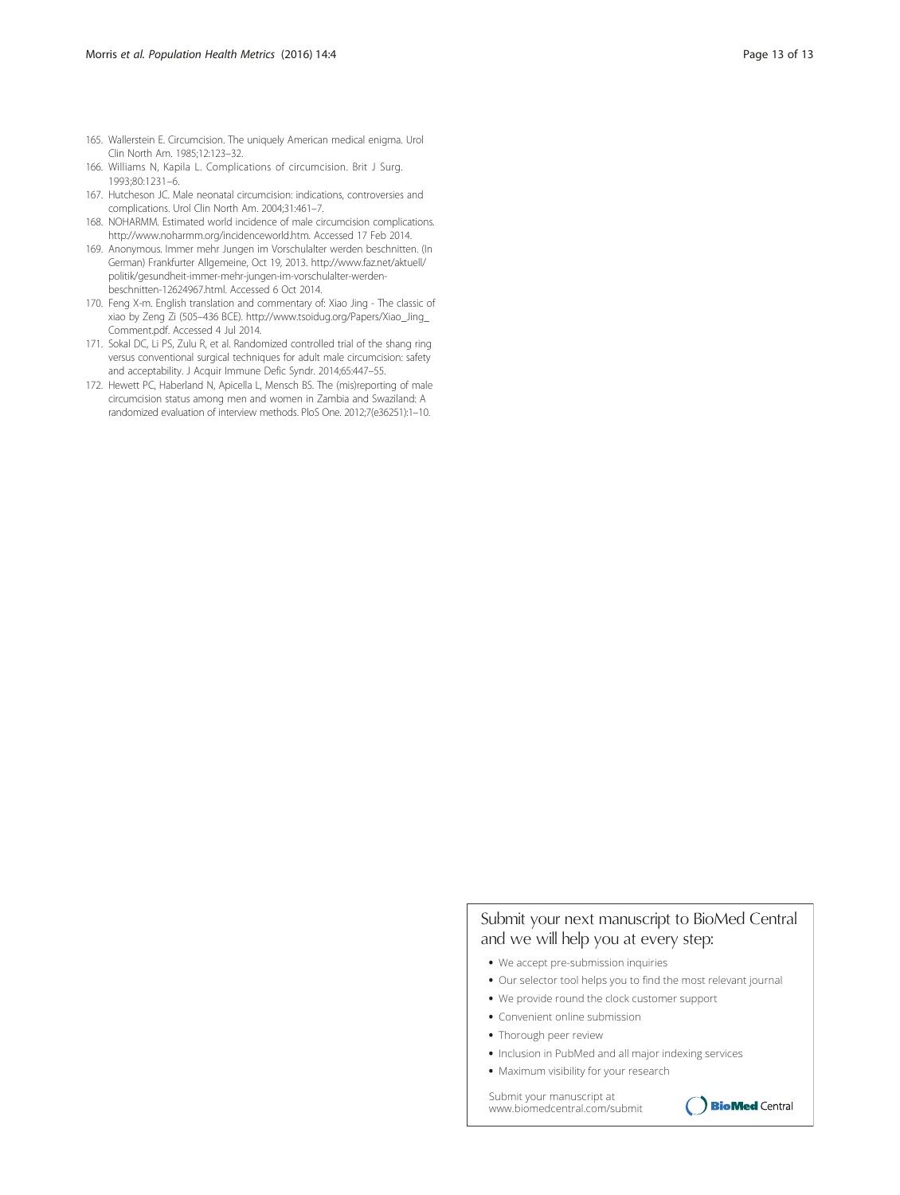165. Wallerstein E. Circumcision. The uniquely American medical enigma. Urol Clin North Am. 1985;12:123–32.
166. Williams N, Kapila L. Complications of circumcision. Brit J Surg. 1993;80:1231–6.
167. Hutcheson JC. Male neonatal circumcision: indications, controversies and complications. Urol Clin North Am. 2004;31:461–7.
168. NOHARMM. Estimated world incidence of male circumcision complications. http://www.noharmm.org/incidenceworld.htm. Accessed 17 Feb 2014.
169. Anonymous. Immer mehr Jungen im Vorschulalter werden beschnitten. (In German) Frankfurter Allgemeine, Oct 19, 2013. http://www.faz.net/aktuell/politik/gesundheit-immer-mehr-jungen-im-vorschulalter-werden-beschnitten-12624967.html. Accessed 6 Oct 2014.
170. Feng X-m. English translation and commentary of: Xiao Jing - The classic of xiao by Zeng Zi (505–436 BCE). http://www.tsoidug.org/Papers/Xiao_Jing_Comment.pdf. Accessed 4 Jul 2014.
171. Sokal DC, Li PS, Zulu R, et al. Randomized controlled trial of the shang ring versus conventional surgical techniques for adult male circumcision: safety and acceptability. J Acquir Immune Defic Syndr. 2014;65:447–55.
172. Hewett PC, Haberland N, Apicella L, Mensch BS. The (mis)reporting of male circumcision status among men and women in Zambia and Swaziland: A randomized evaluation of interview methods. PloS One. 2012;7(e36251):1–10.

Submit your next manuscript to BioMed Central and we will help you at every step:

- We accept pre-submission inquiries
- Our selector tool helps you to find the most relevant journal
- We provide round the clock customer support
- Convenient online submission
- Thorough peer review
- Inclusion in PubMed and all major indexing services
- Maximum visibility for your research

Submit your manuscript at
www.biomedcentral.com/submit

BioMed Central